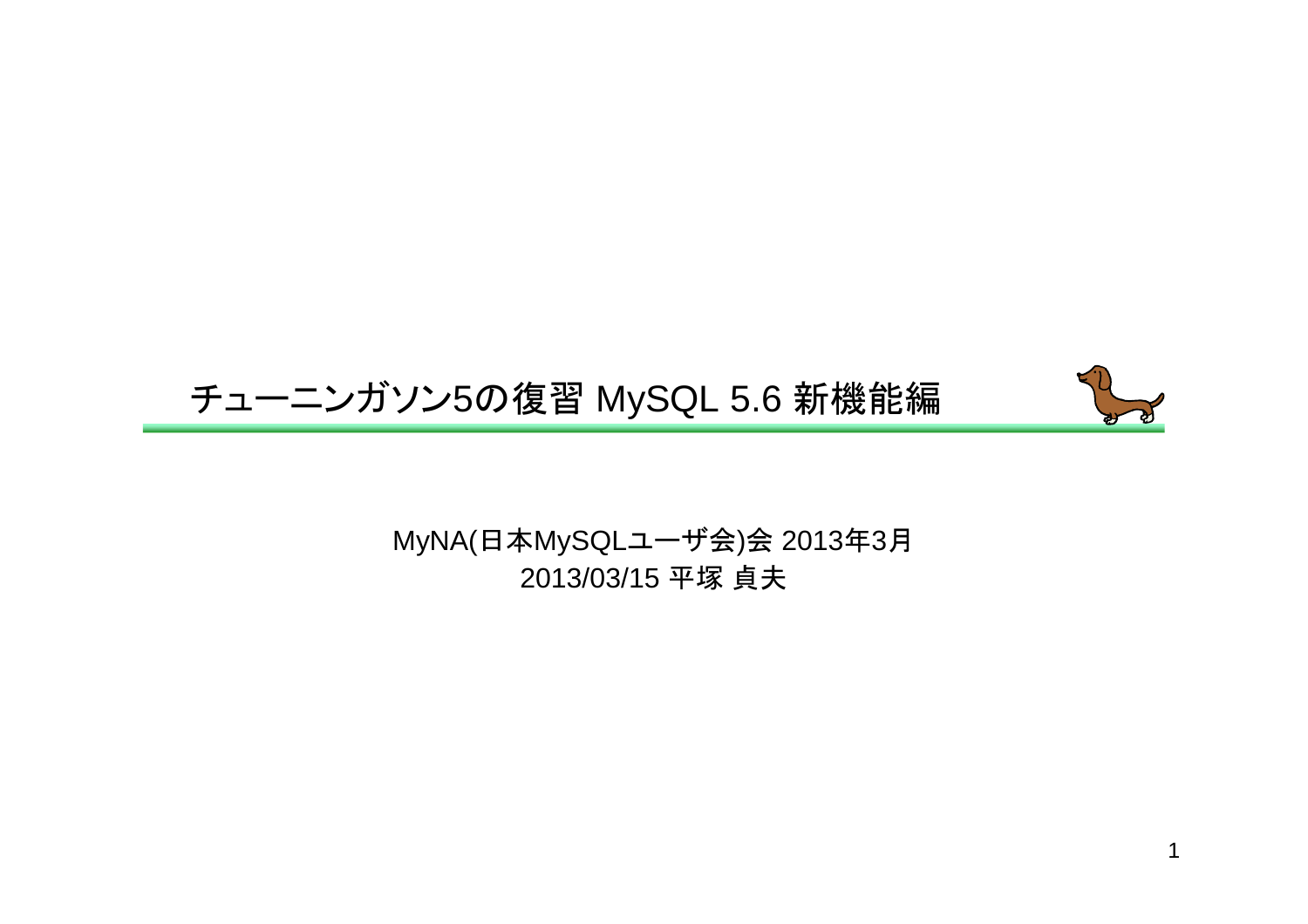# チューニンガソン5の復習 MySQL 5.6 新機能編

MyNA(日本MySQLユーザ会)会 2013年3月

2013/03/15 平塚 貞夫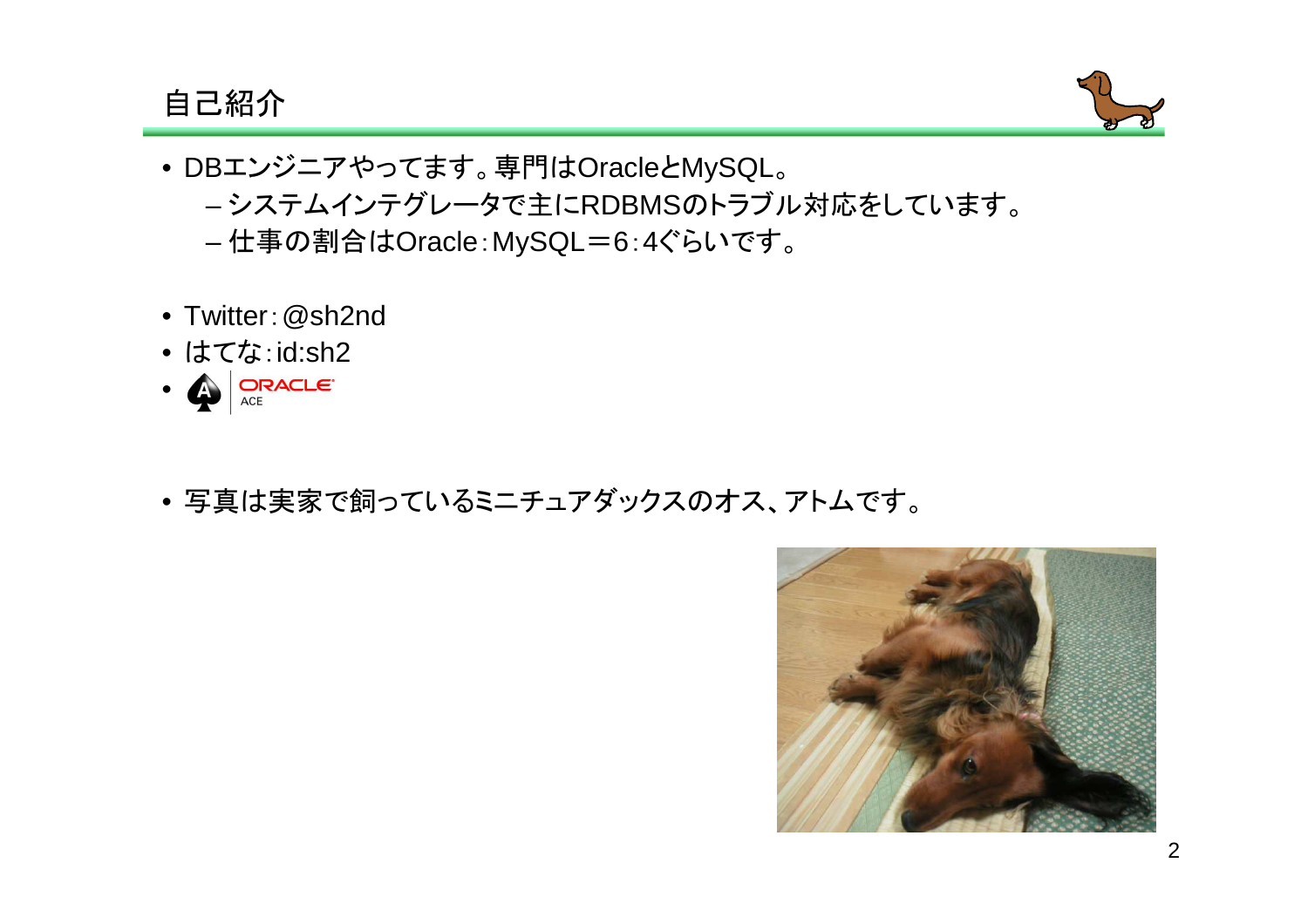# 自己紹介

- DBエンジニアやってます。専門はOracleとMySQL。
  - システムインテグレータで主にRDBMSのトラブル対応をしています。
  - 仕事の割合はOracle:MySQL＝6:4ぐらいです。

- Twitter: @sh2nd
- はてな: id:sh2
- ORACLE ACE

- 写真は実家で飼っているミニチュアダックスのオス、アトムです。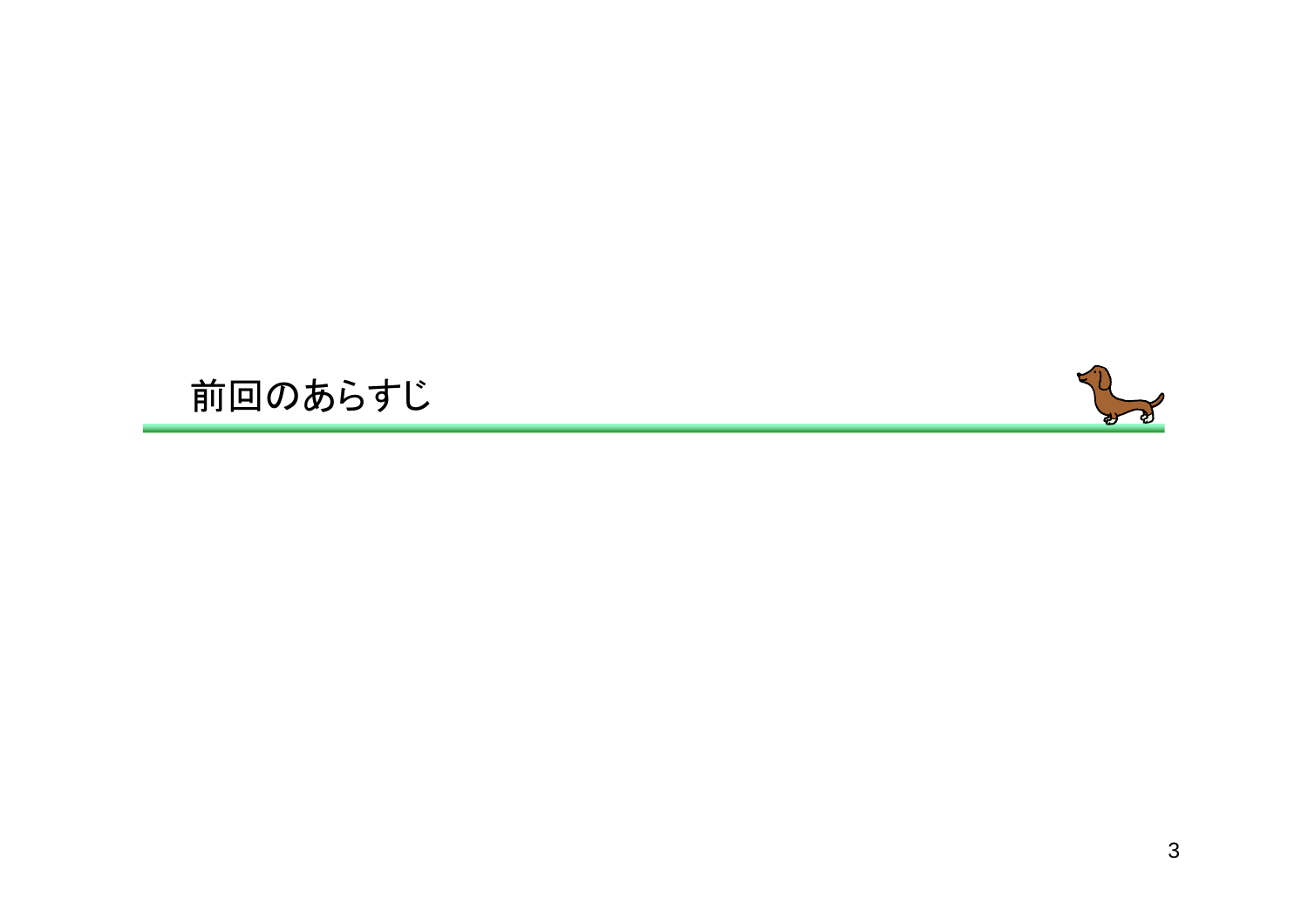# 前回のあらすじ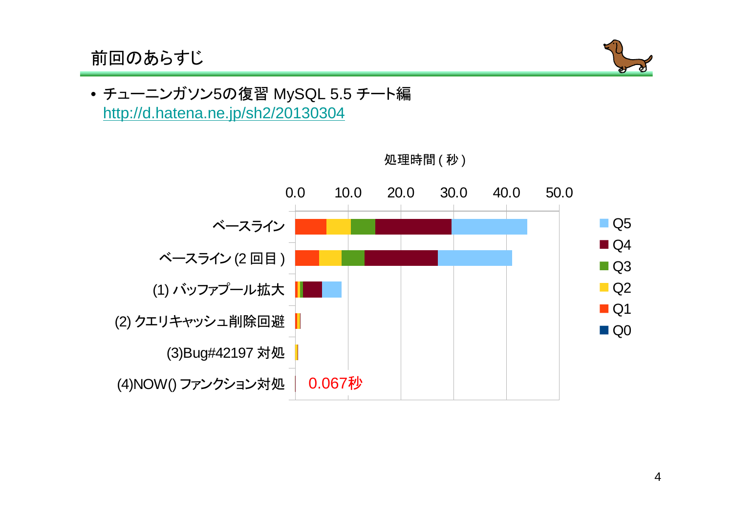# 前回のあらすじ

- チューニンガソン5の復習 MySQL 5.5 チート編
  http://d.hatena.ne.jp/sh2/20130304

処理時間 ( 秒 )

0.0 10.0 20.0 30.0 40.0 50.0

ベースライン

ベースライン (2 回目 )

(1) バッファプール拡大

(2) クエリキャッシュ削除回避

(3)Bug#42197 対処

(4)NOW() ファンクション対処 0.067秒

Q5
Q4
Q3
Q2
Q1
Q0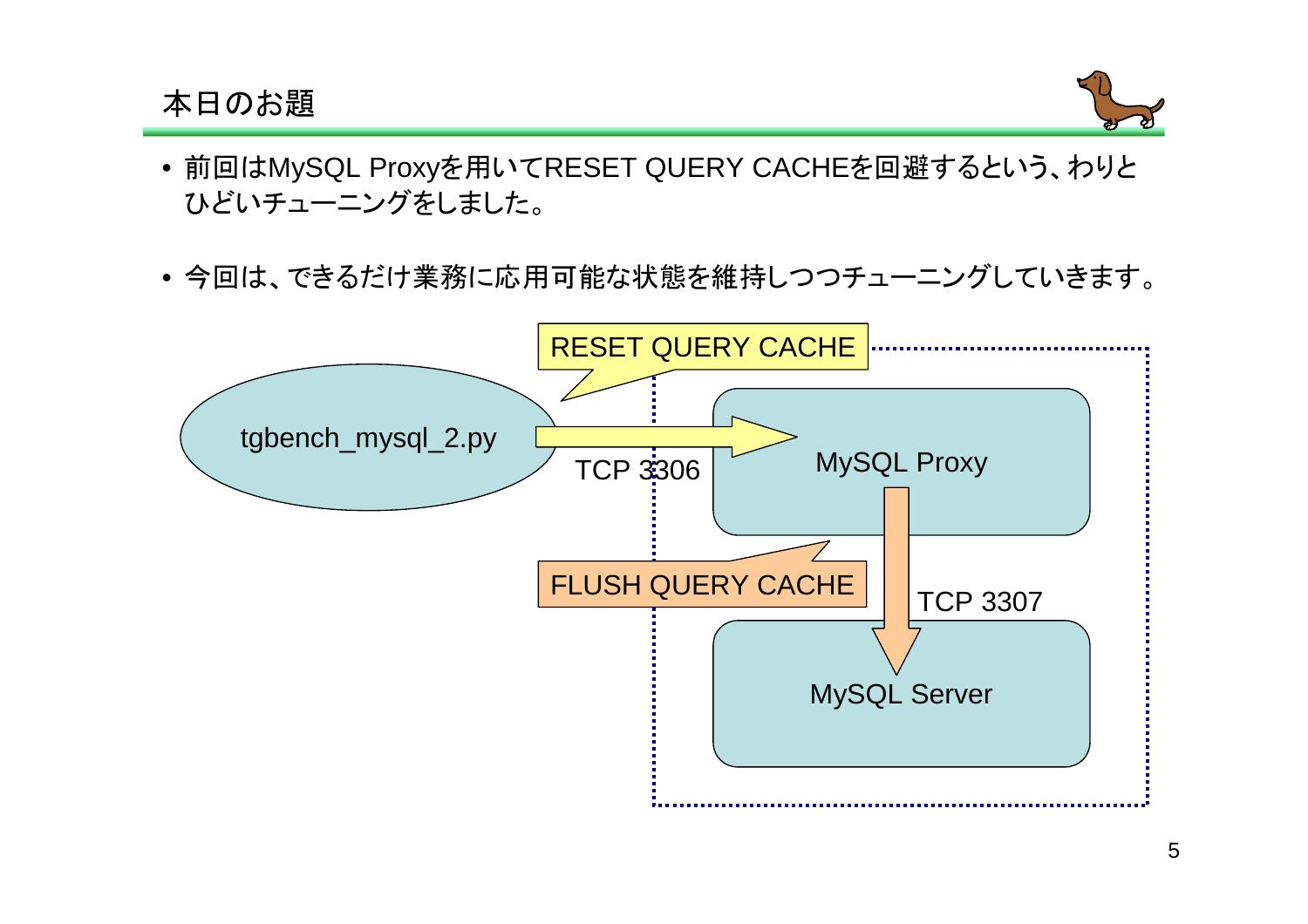# 本日のお題

- 前回はMySQL Proxyを用いてRESET QUERY CACHEを回避するという、わりとひどいチューニングをしました。
- 今回は、できるだけ業務に応用可能な状態を維持しつつチューニングしていきます。

RESET QUERY CACHE

tgbench_mysql_2.py

TCP 3306

MySQL Proxy

FLUSH QUERY CACHE

TCP 3307

MySQL Server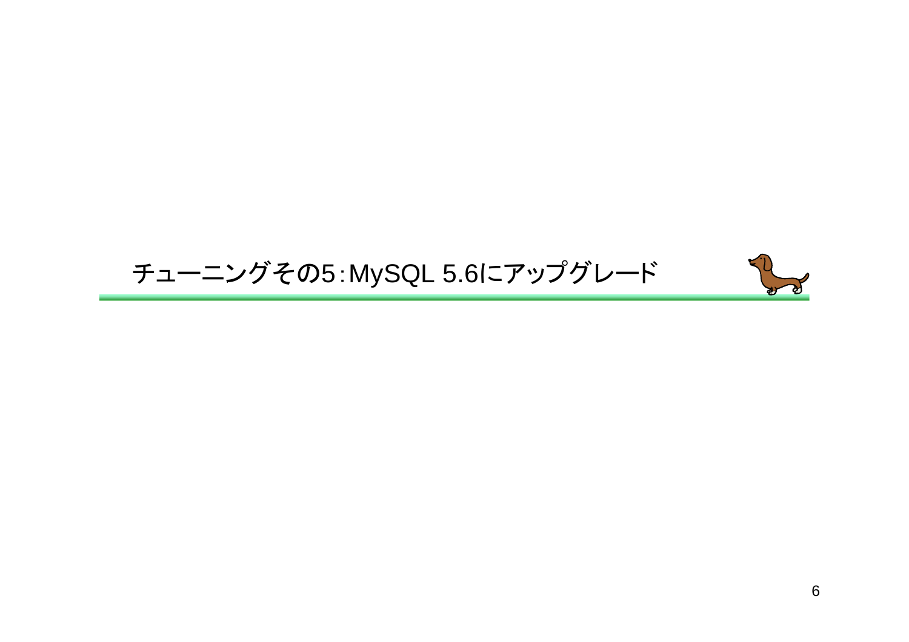# チューニングその5：MySQL 5.6にアップグレード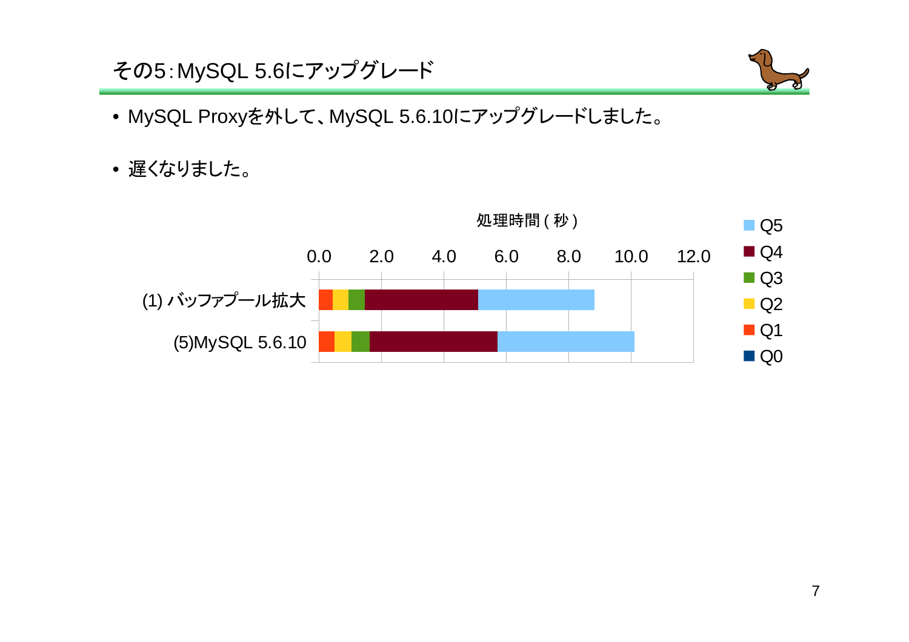# その5：MySQL 5.6にアップグレード

- MySQL Proxyを外して、MySQL 5.6.10にアップグレードしました。
- 遅くなりました。

処理時間(秒)

0.0 2.0 4.0 6.0 8.0 10.0 12.0

(1) バッファプール拡大

(5)MySQL 5.6.10

Q5 Q4 Q3 Q2 Q1 Q0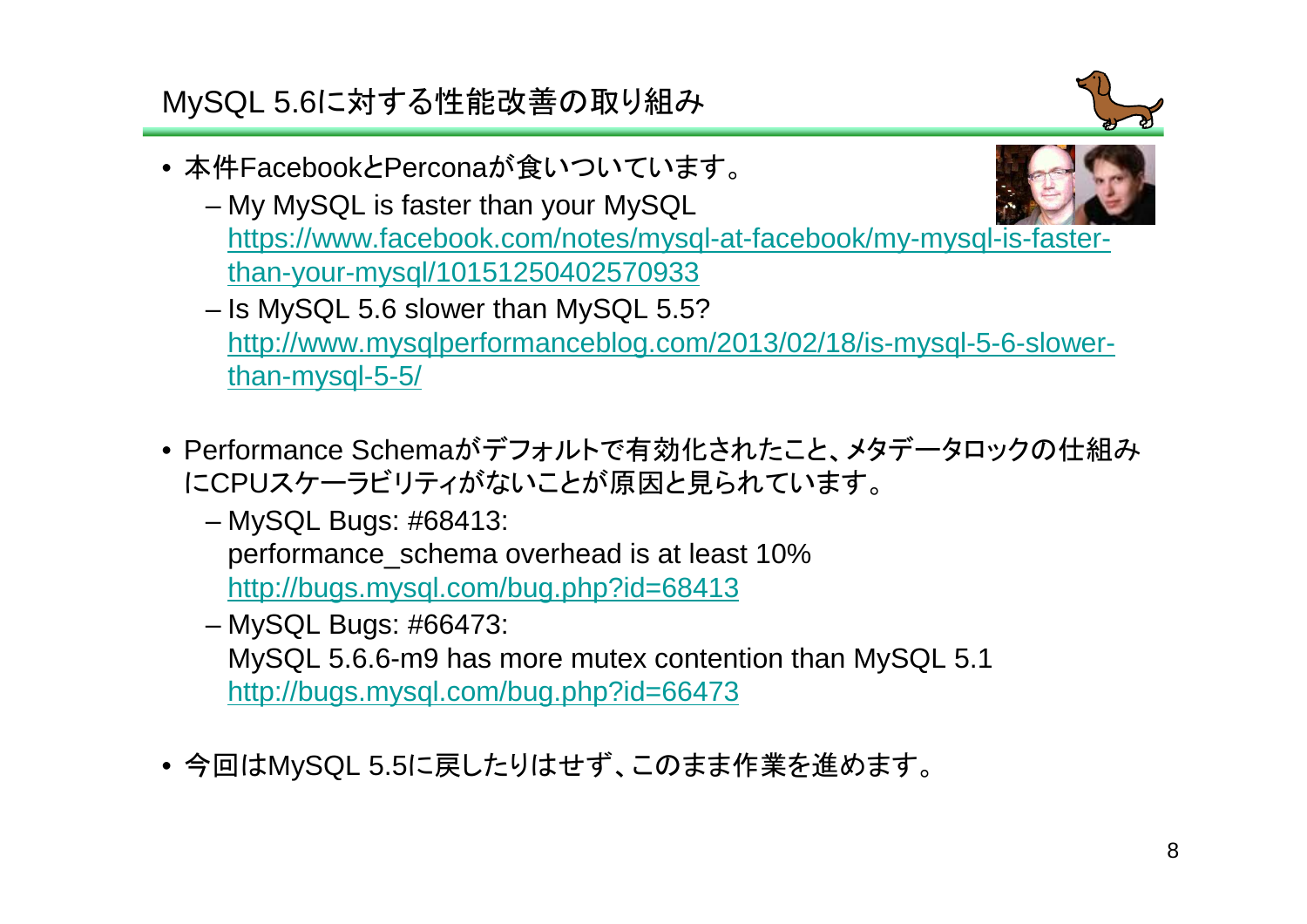# MySQL 5.6に対する性能改善の取り組み

- 本件FacebookとPerconaが食いついています。
  - My MySQL is faster than your MySQL
    https://www.facebook.com/notes/mysql-at-facebook/my-mysql-is-faster-than-your-mysql/10151250402570933
  - Is MySQL 5.6 slower than MySQL 5.5?
    http://www.mysqlperformanceblog.com/2013/02/18/is-mysql-5-6-slower-than-mysql-5-5/

- Performance Schemaがデフォルトで有効化されたこと、メタデータロックの仕組みにCPUスケーラビリティがないことが原因と見られています。
  - MySQL Bugs: #68413:
    performance_schema overhead is at least 10%
    http://bugs.mysql.com/bug.php?id=68413
  - MySQL Bugs: #66473:
    MySQL 5.6.6-m9 has more mutex contention than MySQL 5.1
    http://bugs.mysql.com/bug.php?id=66473

- 今回はMySQL 5.5に戻したりはせず、このまま作業を進めます。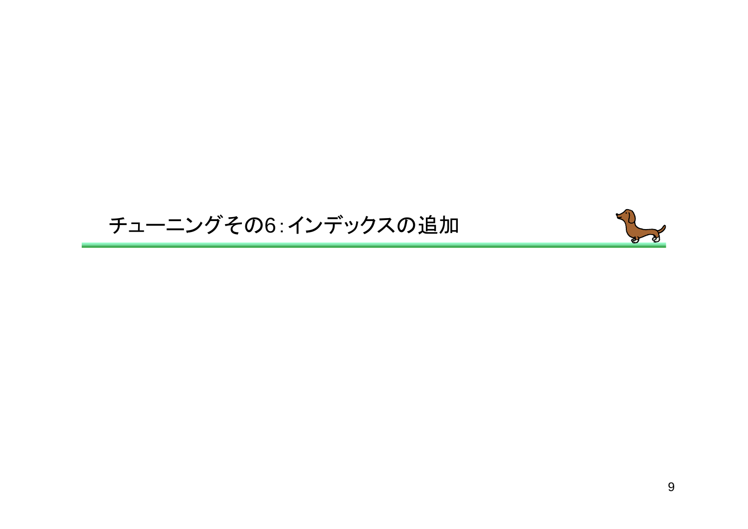# チューニングその6:インデックスの追加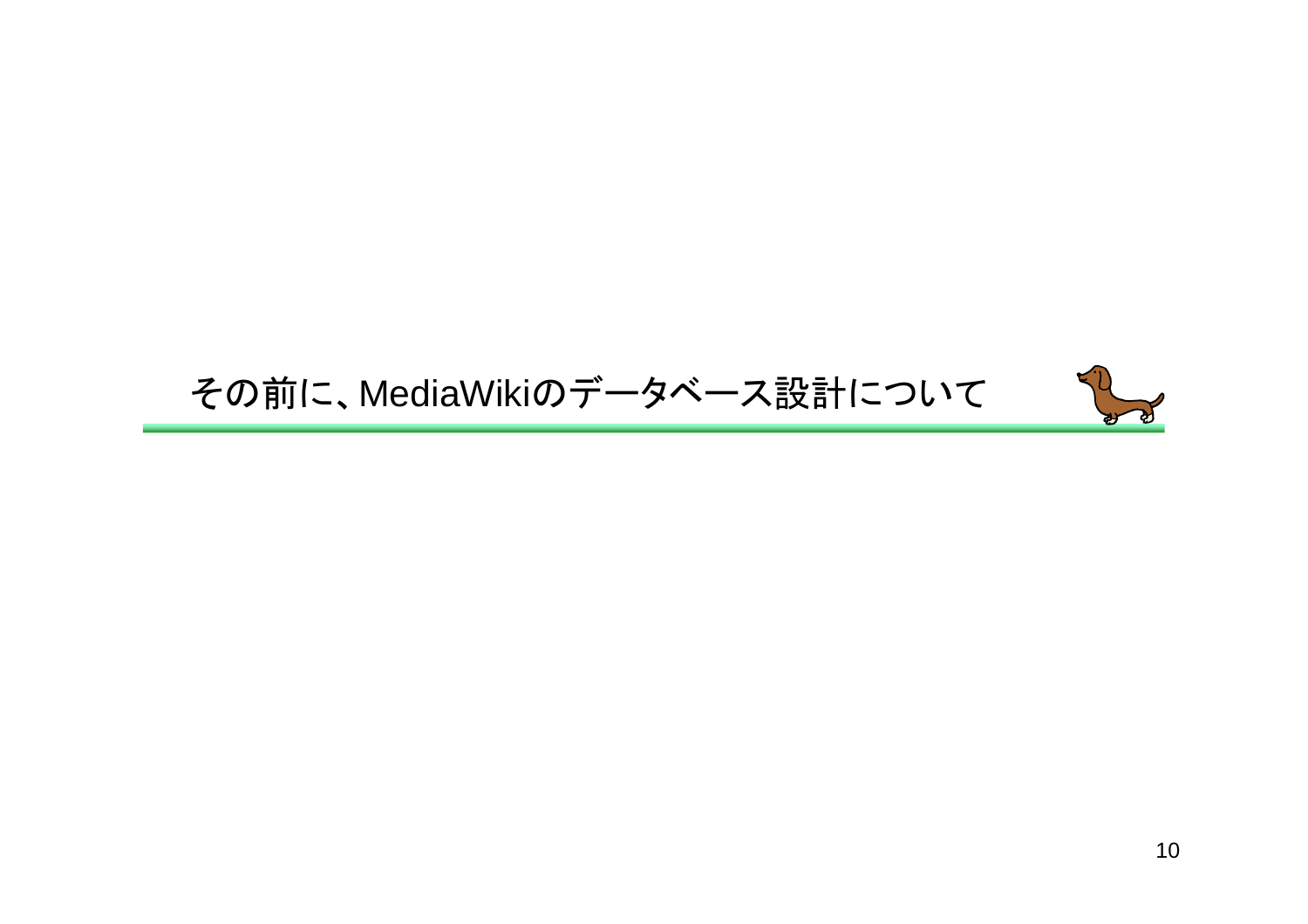# その前に、MediaWikiのデータベース設計について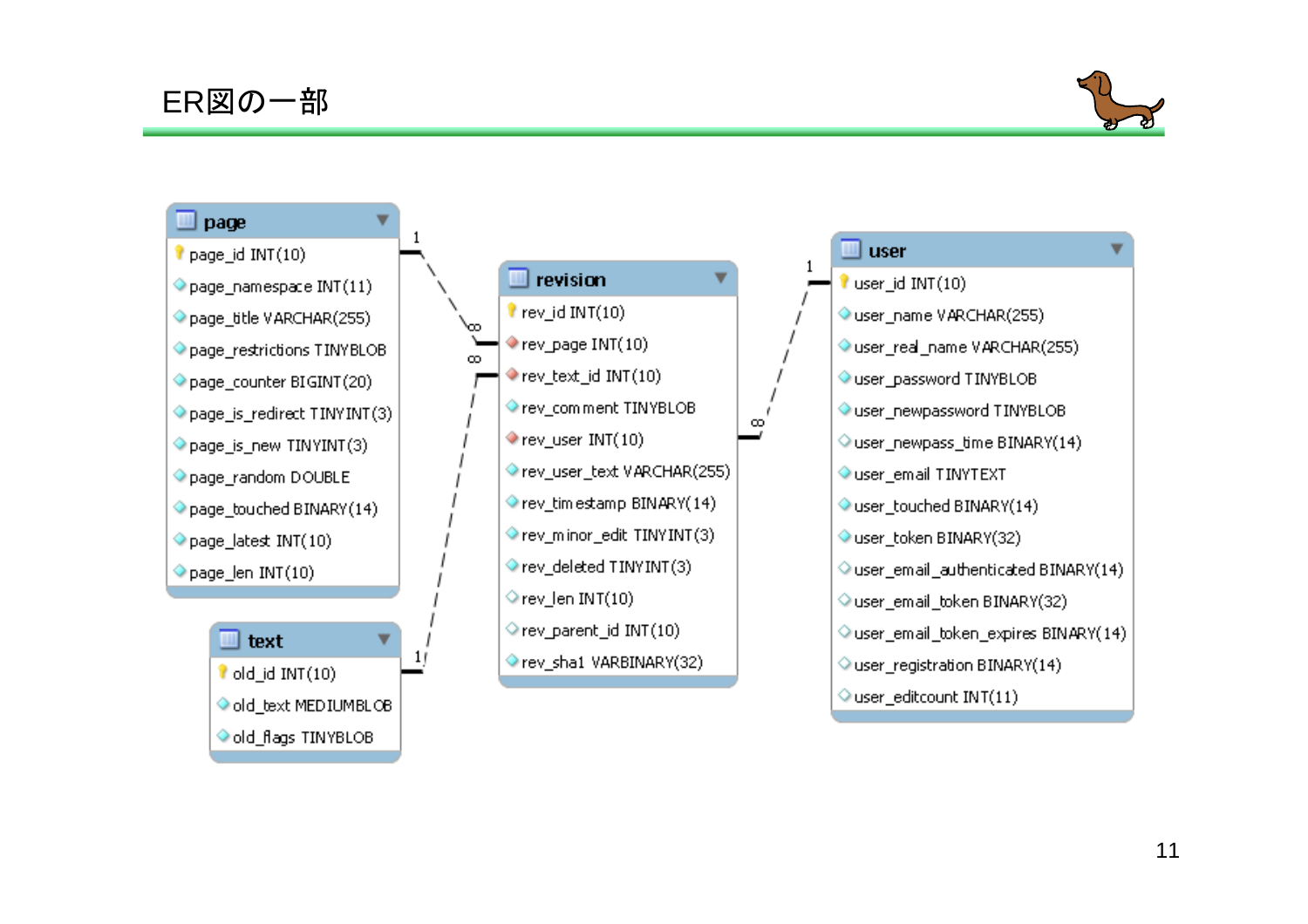# ER図の一部

**page**

- page_id INT(10)
- page_namespace INT(11)
- page_title VARCHAR(255)
- page_restrictions TINYBLOB
- page_counter BIGINT(20)
- page_is_redirect TINYINT(3)
- page_is_new TINYINT(3)
- page_random DOUBLE
- page_touched BINARY(14)
- page_latest INT(10)
- page_len INT(10)

**text**

- old_id INT(10)
- old_text MEDIUMBLOB
- old_flags TINYBLOB

**revision**

- rev_id INT(10)
- rev_page INT(10)
- rev_text_id INT(10)
- rev_comment TINYBLOB
- rev_user INT(10)
- rev_user_text VARCHAR(255)
- rev_timestamp BINARY(14)
- rev_minor_edit TINYINT(3)
- rev_deleted TINYINT(3)
- rev_len INT(10)
- rev_parent_id INT(10)
- rev_sha1 VARBINARY(32)

**user**

- user_id INT(10)
- user_name VARCHAR(255)
- user_real_name VARCHAR(255)
- user_password TINYBLOB
- user_newpassword TINYBLOB
- user_newpass_time BINARY(14)
- user_email TINYTEXT
- user_touched BINARY(14)
- user_token BINARY(32)
- user_email_authenticated BINARY(14)
- user_email_token BINARY(32)
- user_email_token_expires BINARY(14)
- user_registration BINARY(14)
- user_editcount INT(11)

Relationships:

- page (1) — revision (∞)
- text (1) — revision (∞)
- user (1) — revision (∞)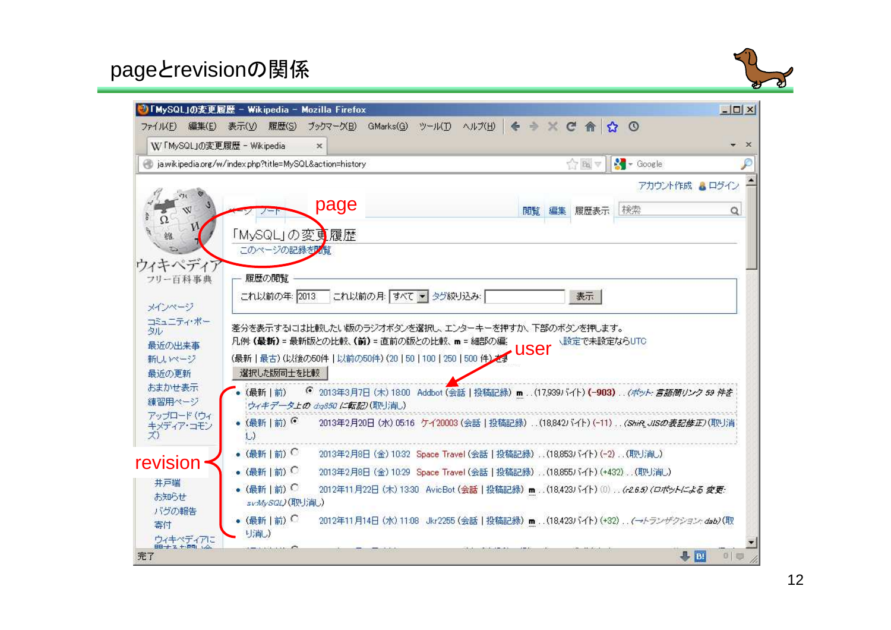# pageとrevisionの関係

「MySQL」の変更履歴 - Wikipedia - Mozilla Firefox

ja.wikipedia.org/w/index.php?title=MySQL&action=history

page

「MySQL」の変更履歴

このページの記録を閲覧

履歴の閲覧

これ以前の年: 2013 これ以前の月: すべて タグ絞り込み: 表示

差分を表示するには比較したい版のラジオボタンを選択し、エンターキーを押すか、下部のボタンを押します。
凡例: (最新) = 最新版との比較、(前) = 直前の版との比較、m = 細部の編集、設定で未設定ならUTC

user

(最新 | 最古) (以後の50件 | 以前の50件) (20 | 50 | 100 | 250 | 500 件) を表示

選択した版同士を比較

revision

- (最新 | 前) 2013年3月7日 (木) 18:00 Addbot (会話 | 投稿記録) m . . (17,939バイト) (-903) . . (ボット: 言語間リンク 59 件をウィキデータ上の d:q850 に転記) (取り消し)
- (最新 | 前) 2013年2月20日 (水) 05:16 ケイ20003 (会話 | 投稿記録) . . (18,842バイト) (-11) . . (Shift_JISの表記修正) (取り消し)
- (最新 | 前) 2013年2月8日 (金) 10:32 Space Travel (会話 | 投稿記録) . . (18,853バイト) (-2) . . (取り消し)
- (最新 | 前) 2013年2月8日 (金) 10:29 Space Travel (会話 | 投稿記録) . . (18,855バイト) (+432) . . (取り消し)
- (最新 | 前) 2012年11月22日 (木) 13:30 AvicBot (会話 | 投稿記録) m . . (18,423バイト) (0) . . (r2.6.5) (ロボットによる 変更: sv:MySQL) (取り消し)
- (最新 | 前) 2012年11月14日 (水) 11:08 Jkr2255 (会話 | 投稿記録) m . . (18,423バイト) (+32) . . (→トランザクション: dab) (取り消し)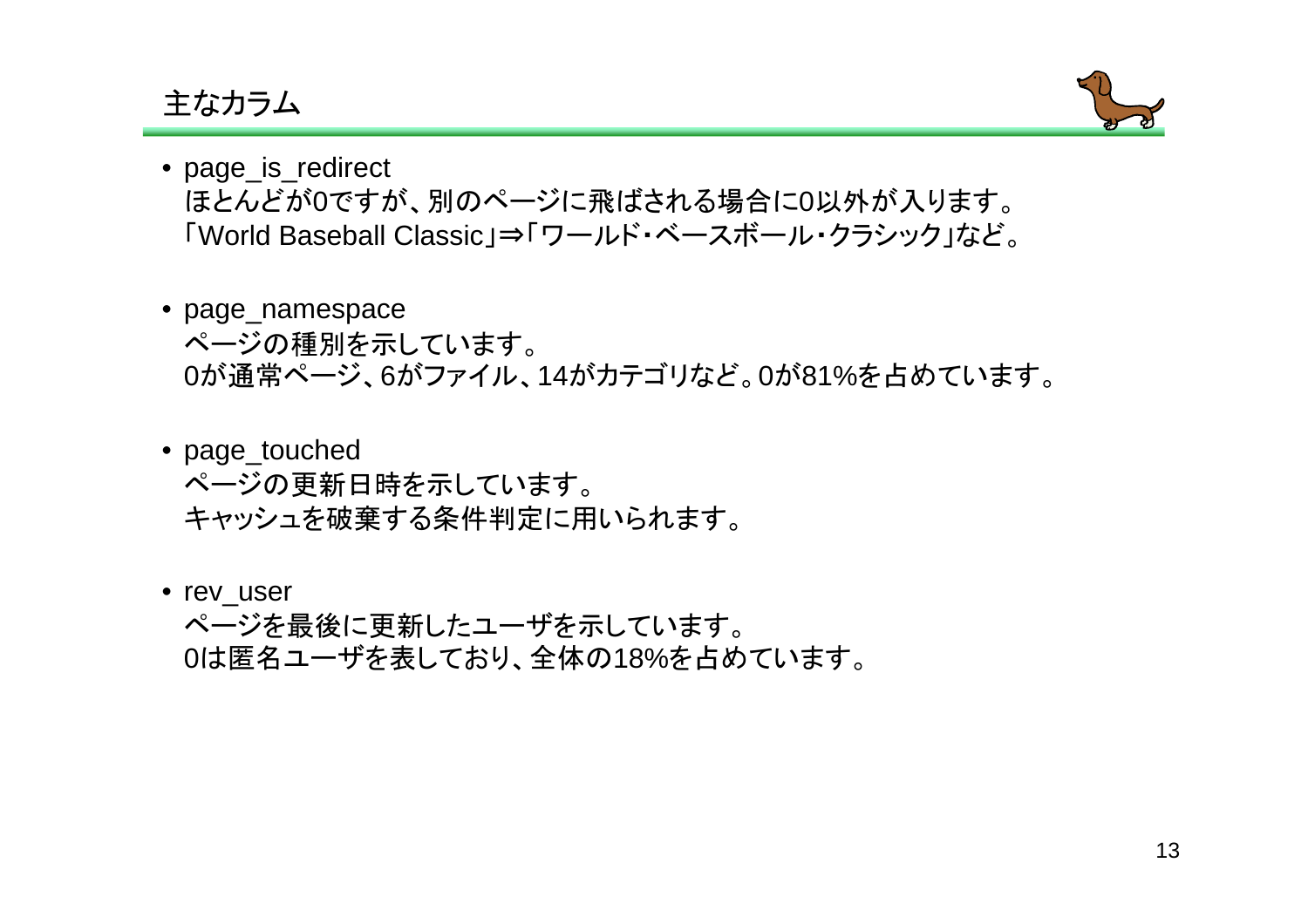## 主なカラム

- page_is_redirect
  ほとんどが0ですが、別のページに飛ばされる場合に0以外が入ります。
  「World Baseball Classic」⇒「ワールド・ベースボール・クラシック」など。

- page_namespace
  ページの種別を示しています。
  0が通常ページ、6がファイル、14がカテゴリなど。0が81%を占めています。

- page_touched
  ページの更新日時を示しています。
  キャッシュを破棄する条件判定に用いられます。

- rev_user
  ページを最後に更新したユーザを示しています。
  0は匿名ユーザを表しており、全体の18%を占めています。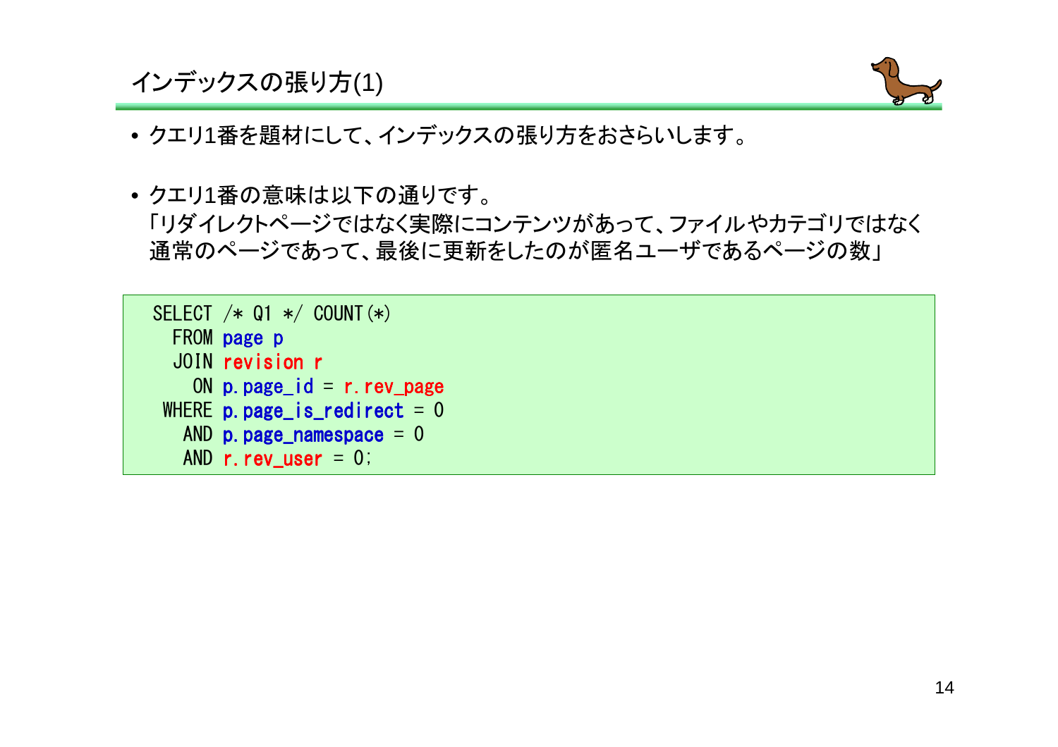# インデックスの張り方(1)

- クエリ1番を題材にして、インデックスの張り方をおさらいします。
- クエリ1番の意味は以下の通りです。
  「リダイレクトページではなく実際にコンテンツがあって、ファイルやカテゴリではなく通常のページであって、最後に更新をしたのが匿名ユーザであるページの数」

```
SELECT /* Q1 */ COUNT(*)
  FROM page p
  JOIN revision r
    ON p.page_id = r.rev_page
 WHERE p.page_is_redirect = 0
   AND p.page_namespace = 0
   AND r.rev_user = 0;
```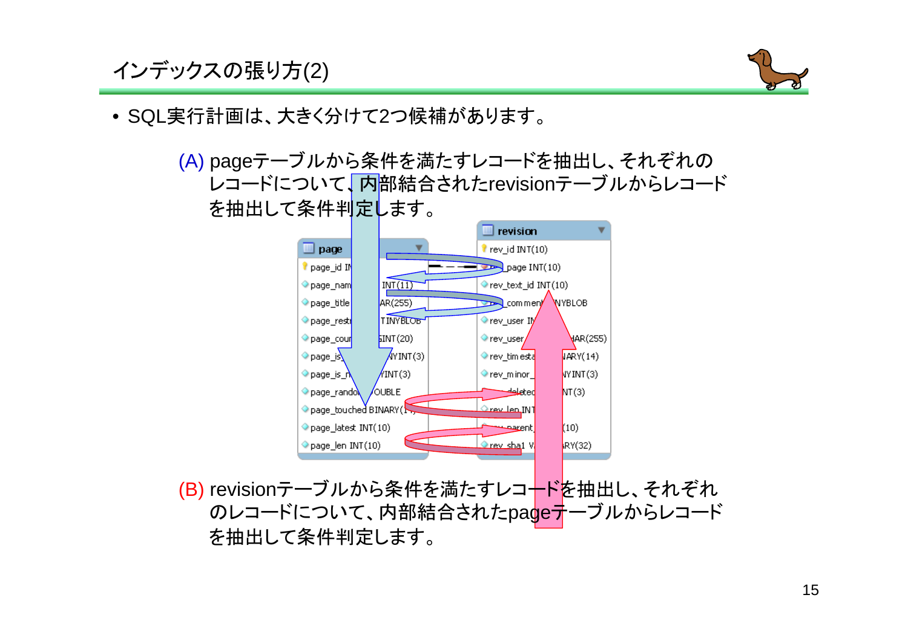# インデックスの張り方(2)

- SQL実行計画は、大きく分けて2つ候補があります。

(A) pageテーブルから条件を満たすレコードを抽出し、それぞれのレコードについて、内部結合されたrevisionテーブルからレコードを抽出して条件判定します。

(B) revisionテーブルから条件を満たすレコードを抽出し、それぞれのレコードについて、内部結合されたpageテーブルからレコードを抽出して条件判定します。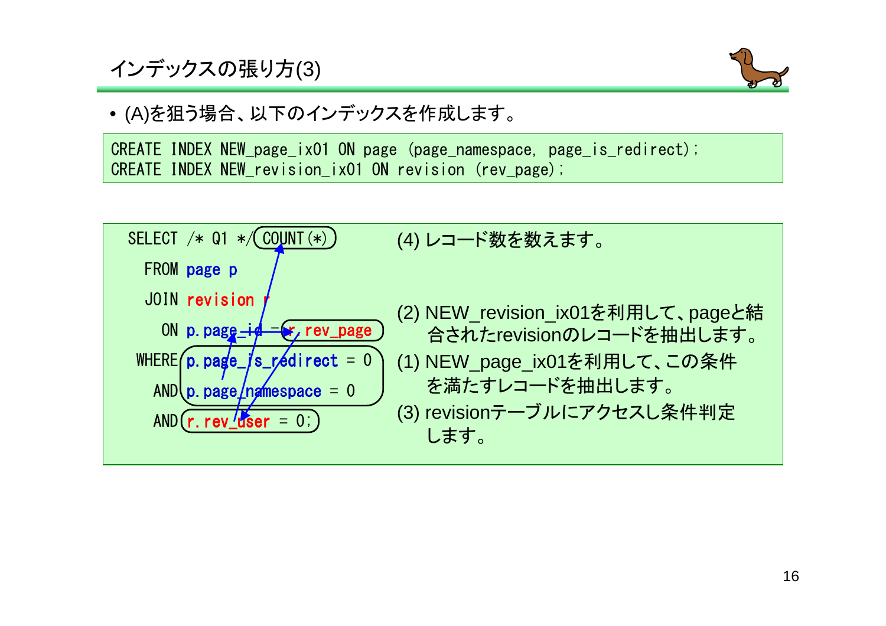# インデックスの張り方(3)

- (A)を狙う場合、以下のインデックスを作成します。

```
CREATE INDEX NEW_page_ix01 ON page (page_namespace, page_is_redirect);
CREATE INDEX NEW_revision_ix01 ON revision (rev_page);
```

```
SELECT /* Q1 */ COUNT(*)
  FROM page p
  JOIN revision r
    ON p.page_id = r.rev_page
 WHERE p.page_is_redirect = 0
   AND p.page_namespace = 0
   AND r.rev_user = 0;
```

(4) レコード数を数えます。

(2) NEW_revision_ix01を利用して、pageと結合されたrevisionのレコードを抽出します。

(1) NEW_page_ix01を利用して、この条件を満たすレコードを抽出します。

(3) revisionテーブルにアクセスし条件判定します。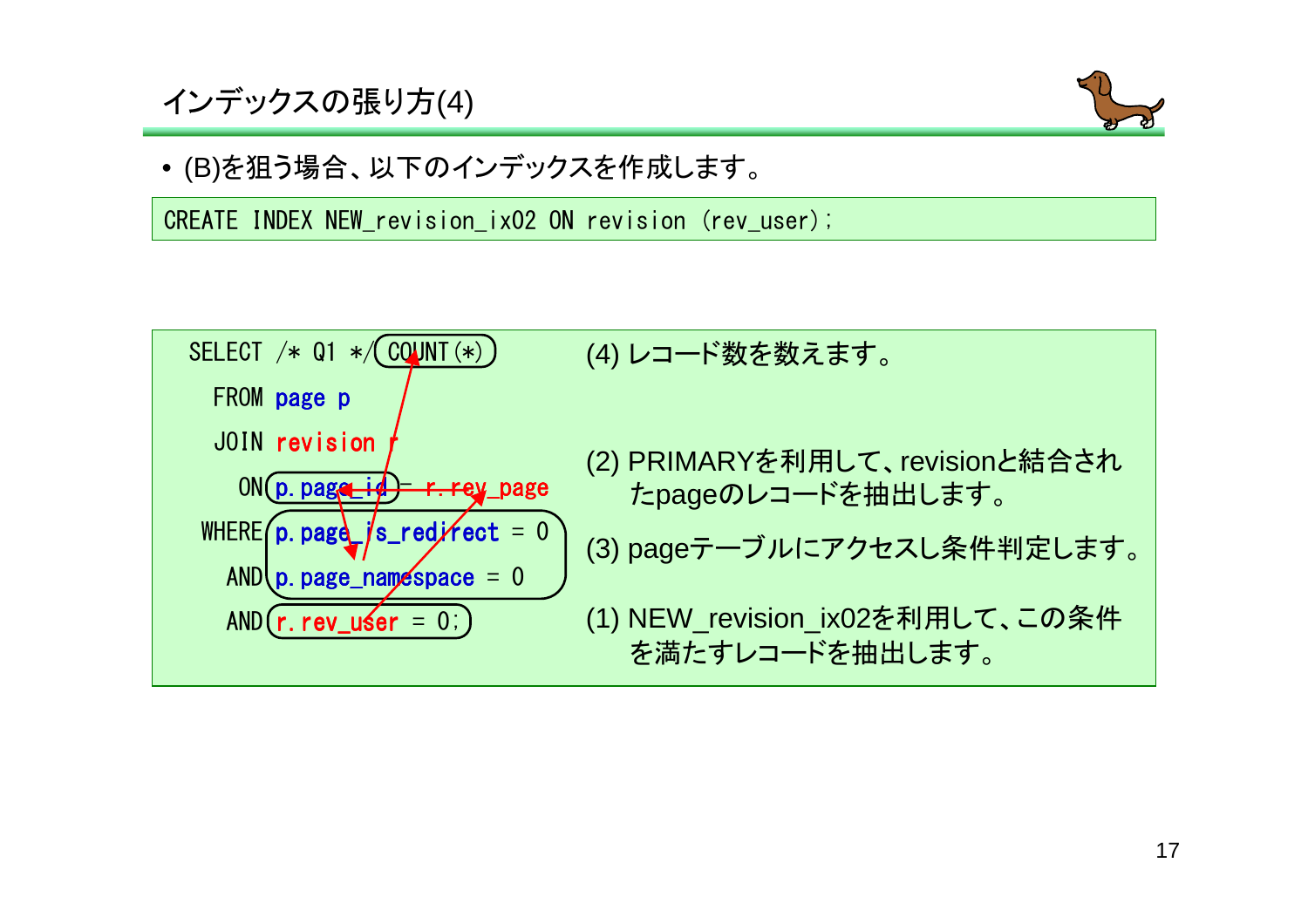# インデックスの張り方(4)

- (B)を狙う場合、以下のインデックスを作成します。

```
CREATE INDEX NEW_revision_ix02 ON revision (rev_user);
```

```
SELECT /* Q1 */ COUNT(*)
  FROM page p
  JOIN revision r
    ON p.page_id = r.rev_page
 WHERE p.page_is_redirect = 0
   AND p.page_namespace = 0
   AND r.rev_user = 0;
```

(4) レコード数を数えます。

(2) PRIMARYを利用して、revisionと結合されたpageのレコードを抽出します。

(3) pageテーブルにアクセスし条件判定します。

(1) NEW_revision_ix02を利用して、この条件を満たすレコードを抽出します。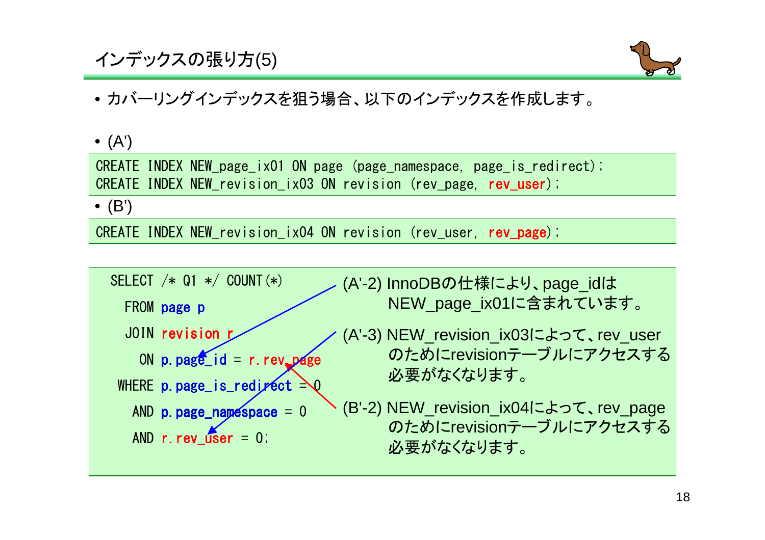# インデックスの張り方(5)

- カバーリングインデックスを狙う場合、以下のインデックスを作成します。

- (A')

```
CREATE INDEX NEW_page_ix01 ON page (page_namespace, page_is_redirect);
CREATE INDEX NEW_revision_ix03 ON revision (rev_page, rev_user);
```

- (B')

```
CREATE INDEX NEW_revision_ix04 ON revision (rev_user, rev_page);
```

```
SELECT /* Q1 */ COUNT(*)
  FROM page p
  JOIN revision r
    ON p.page_id = r.rev_page
 WHERE p.page_is_redirect = 0
   AND p.page_namespace = 0
   AND r.rev_user = 0;
```

(A'-2) InnoDBの仕様により、page_idは NEW_page_ix01に含まれています。

(A'-3) NEW_revision_ix03によって、rev_userのためにrevisionテーブルにアクセスする必要がなくなります。

(B'-2) NEW_revision_ix04によって、rev_pageのためにrevisionテーブルにアクセスする必要がなくなります。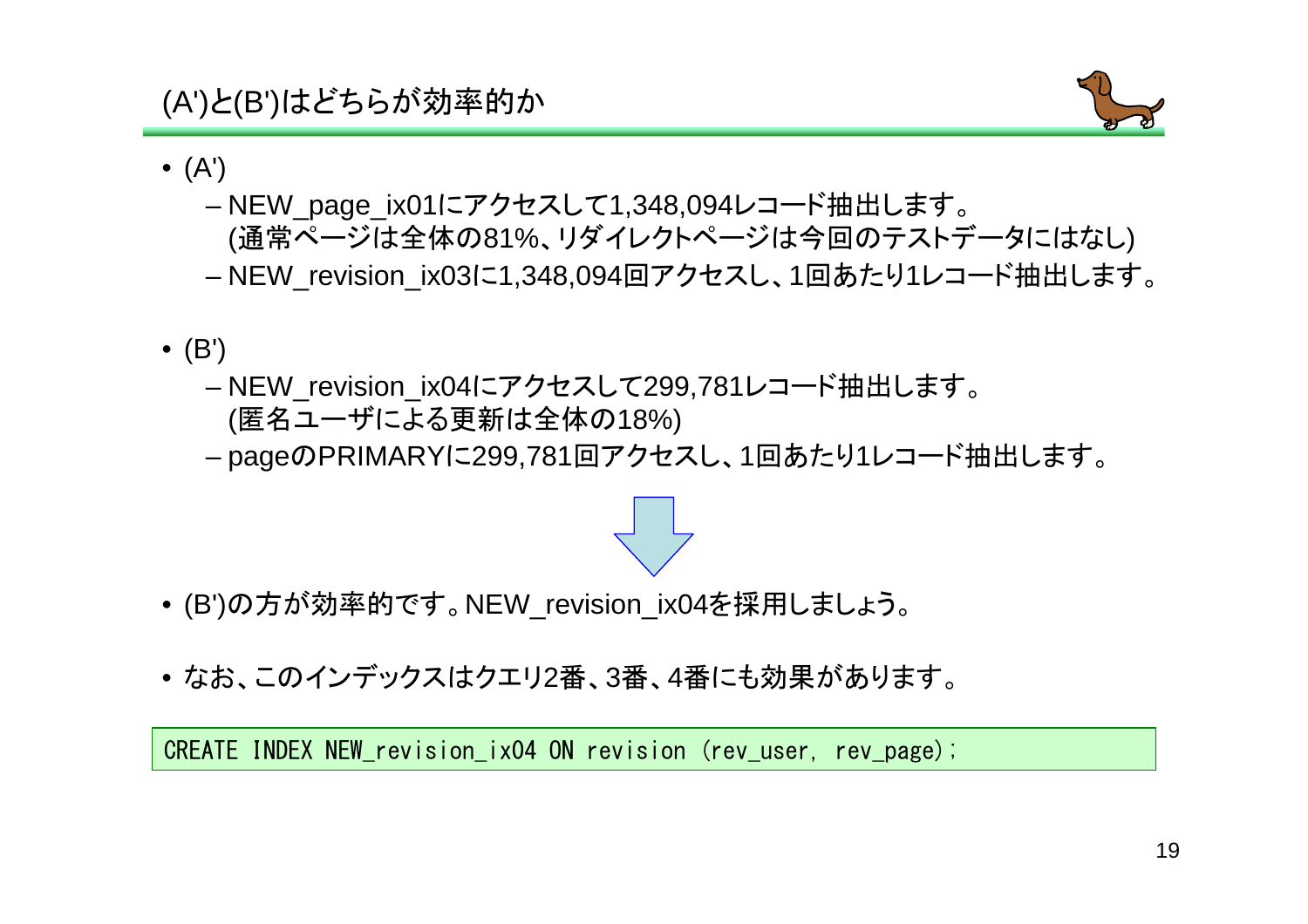# (A')と(B')はどちらが効率的か

- (A')
  - NEW_page_ix01にアクセスして1,348,094レコード抽出します。(通常ページは全体の81%、リダイレクトページは今回のテストデータにはなし)
  - NEW_revision_ix03に1,348,094回アクセスし、1回あたり1レコード抽出します。
- (B')
  - NEW_revision_ix04にアクセスして299,781レコード抽出します。(匿名ユーザによる更新は全体の18%)
  - pageのPRIMARYに299,781回アクセスし、1回あたり1レコード抽出します。

- (B')の方が効率的です。NEW_revision_ix04を採用しましょう。
- なお、このインデックスはクエリ2番、3番、4番にも効果があります。

```
CREATE INDEX NEW_revision_ix04 ON revision (rev_user, rev_page);
```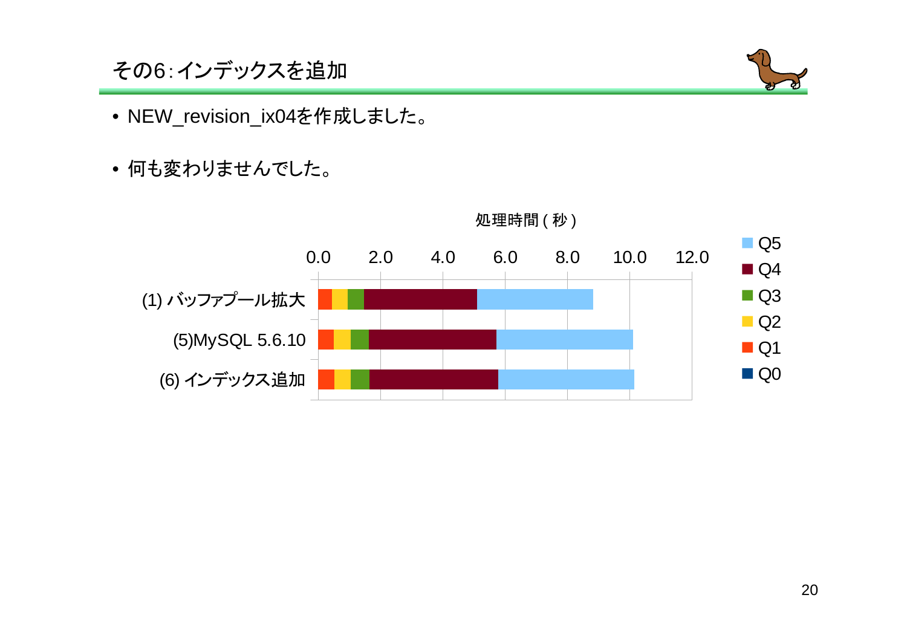# その6：インデックスを追加

- NEW_revision_ix04を作成しました。
- 何も変わりませんでした。

処理時間(秒)

| | Q1 | Q2 | Q3 | Q4 | Q5 |
|---|---|---|---|---|---|
| (1) バッファプール拡大 | | | | | |
| (5)MySQL 5.6.10 | | | | | |
| (6) インデックス追加 | | | | | |

凡例: Q5, Q4, Q3, Q2, Q1, Q0

軸: 0.0, 2.0, 4.0, 6.0, 8.0, 10.0, 12.0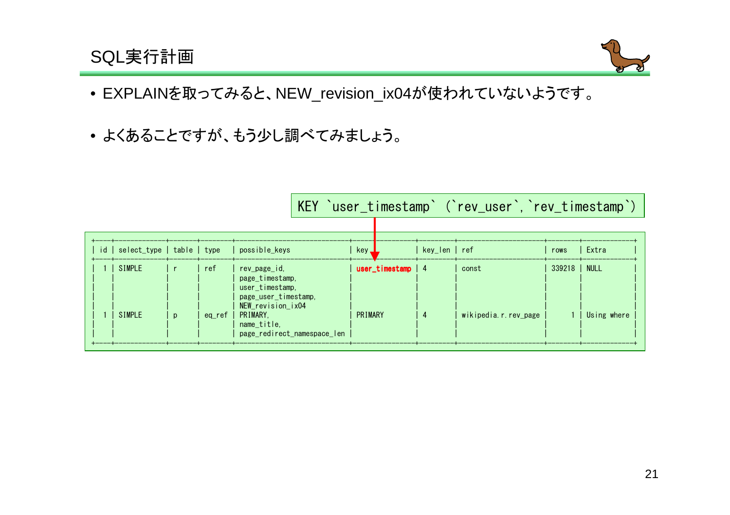# SQL実行計画

- EXPLAINを取ってみると、NEW_revision_ix04が使われていないようです。
- よくあることですが、もう少し調べてみましょう。

```
KEY `user_timestamp` (`rev_user`,`rev_timestamp`)
```

```
+----+-------------+-------+--------+---------------------------+----------------+---------+------------------+--------+-------------+
| id | select_type | table | type   | possible_keys             | key            | key_len | ref              | rows   | Extra       |
+----+-------------+-------+--------+---------------------------+----------------+---------+------------------+--------+-------------+
|  1 | SIMPLE      | r     | ref    | rev_page_id,              | user_timestamp | 4       | const            | 339218 | NULL        |
|    |             |       |        | page_timestamp,           |                |         |                  |        |             |
|    |             |       |        | user_timestamp,           |                |         |                  |        |             |
|    |             |       |        | page_user_timestamp,      |                |         |                  |        |             |
|    |             |       |        | NEW_revision_ix04         |                |         |                  |        |             |
|  1 | SIMPLE      | p     | eq_ref | PRIMARY,                  | PRIMARY        | 4       | wikipedia.r.rev_page |    1 | Using where |
|    |             |       |        | name_title,               |                |         |                  |        |             |
|    |             |       |        | page_redirect_namespace_len |              |         |                  |        |             |
+----+-------------+-------+--------+---------------------------+----------------+---------+------------------+--------+-------------+
```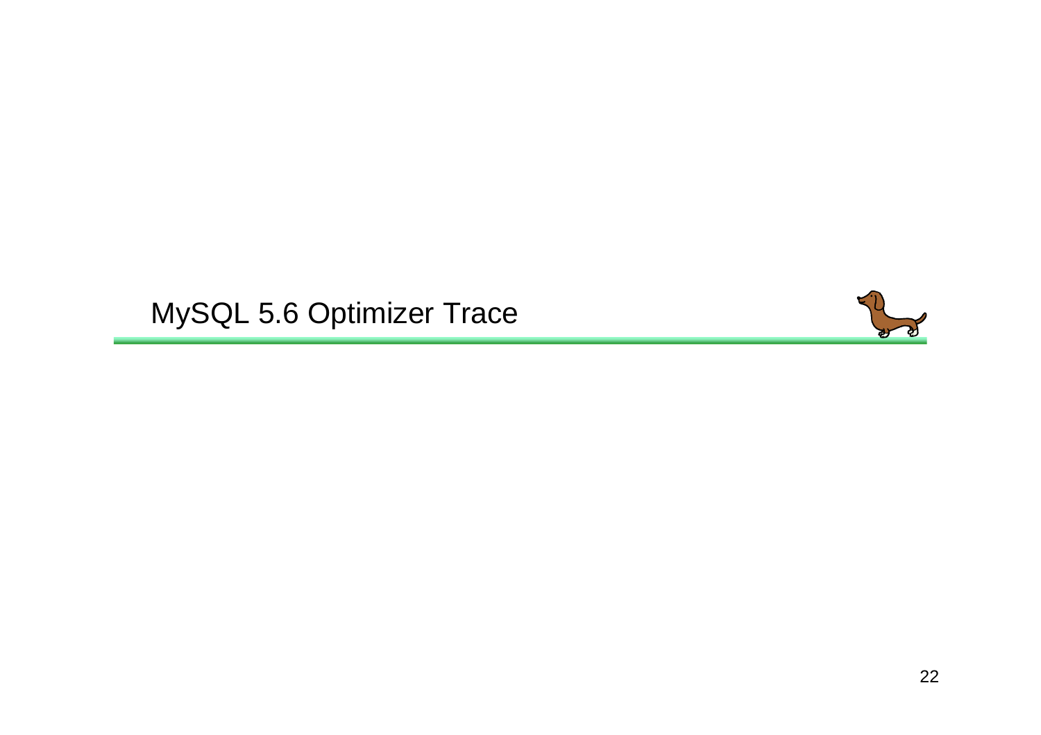# MySQL 5.6 Optimizer Trace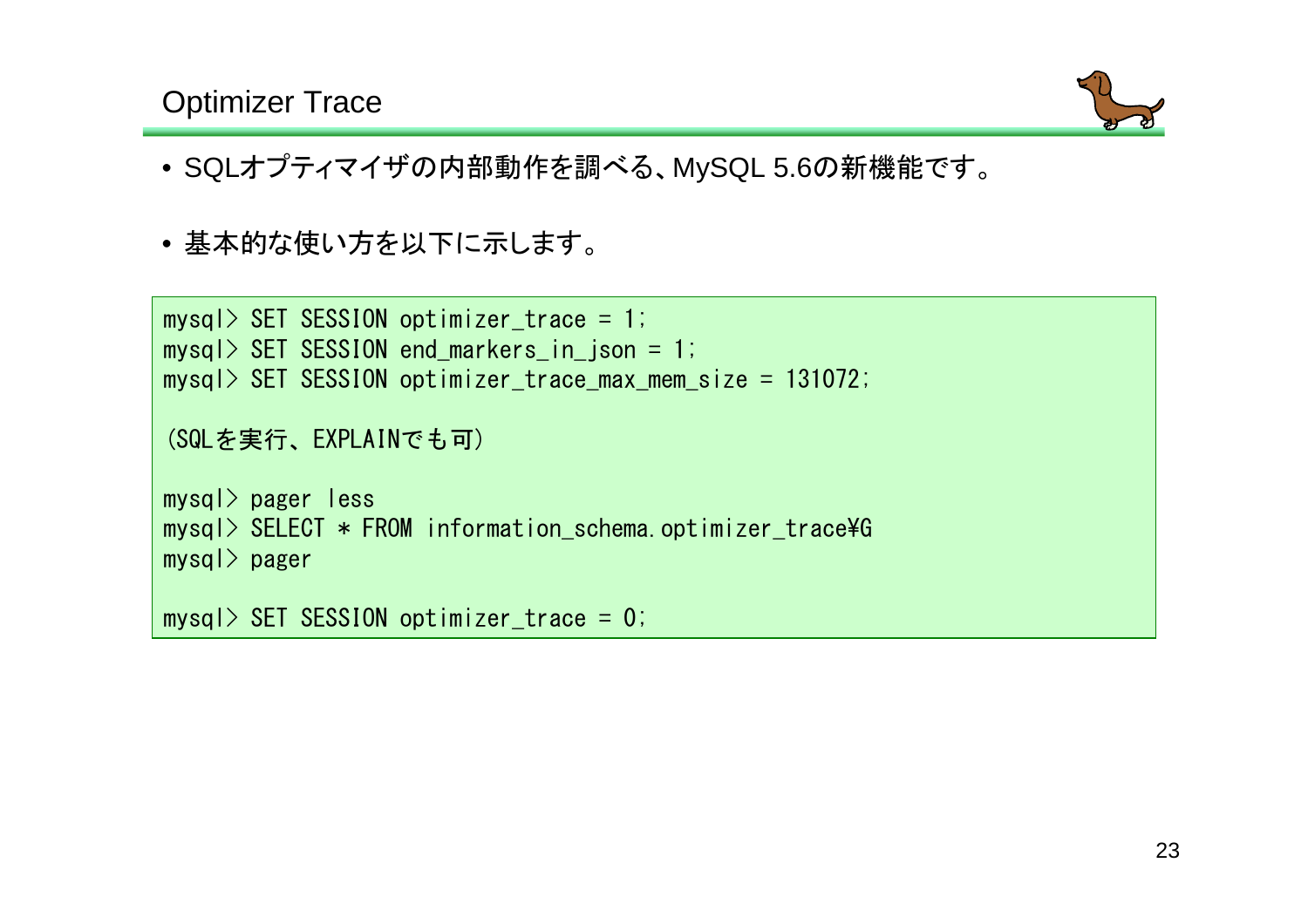# Optimizer Trace

- SQLオプティマイザの内部動作を調べる、MySQL 5.6の新機能です。

- 基本的な使い方を以下に示します。

```
mysql> SET SESSION optimizer_trace = 1;
mysql> SET SESSION end_markers_in_json = 1;
mysql> SET SESSION optimizer_trace_max_mem_size = 131072;

(SQLを実行、EXPLAINでも可)

mysql> pager less
mysql> SELECT * FROM information_schema.optimizer_trace¥G
mysql> pager

mysql> SET SESSION optimizer_trace = 0;
```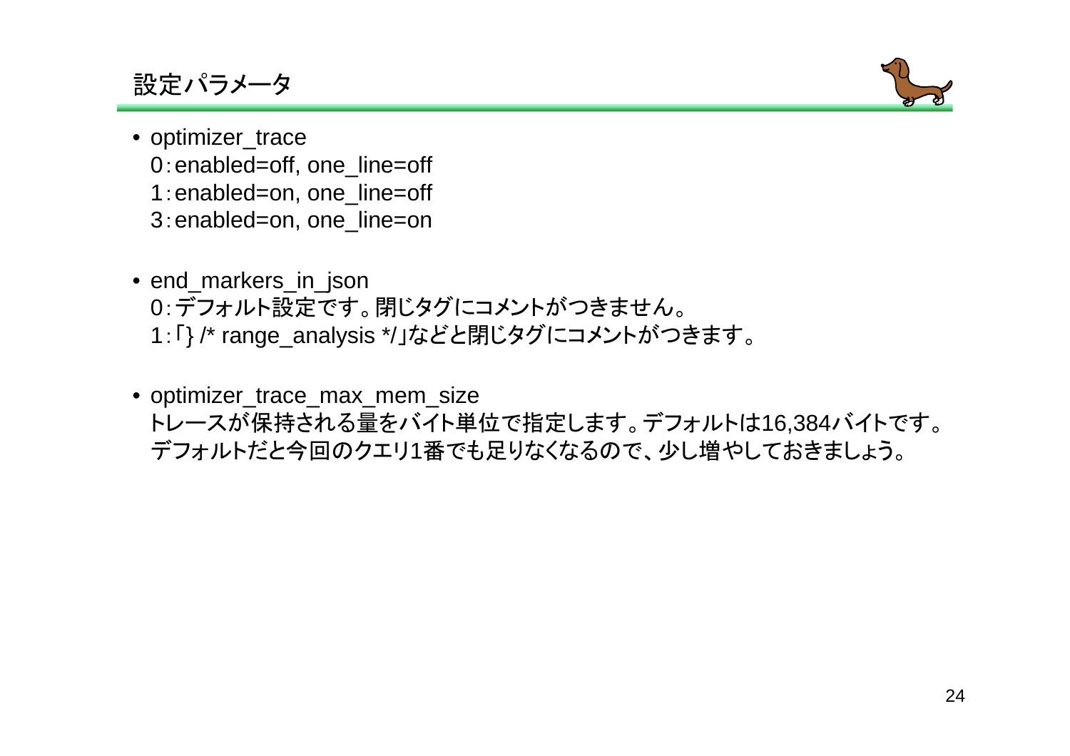# 設定パラメータ

- optimizer_trace
  0：enabled=off, one_line=off
  1：enabled=on, one_line=off
  3：enabled=on, one_line=on

- end_markers_in_json
  0：デフォルト設定です。閉じタグにコメントがつきません。
  1：「} /* range_analysis */」などと閉じタグにコメントがつきます。

- optimizer_trace_max_mem_size
  トレースが保持される量をバイト単位で指定します。デフォルトは16,384バイトです。
  デフォルトだと今回のクエリ1番でも足りなくなるので、少し増やしておきましょう。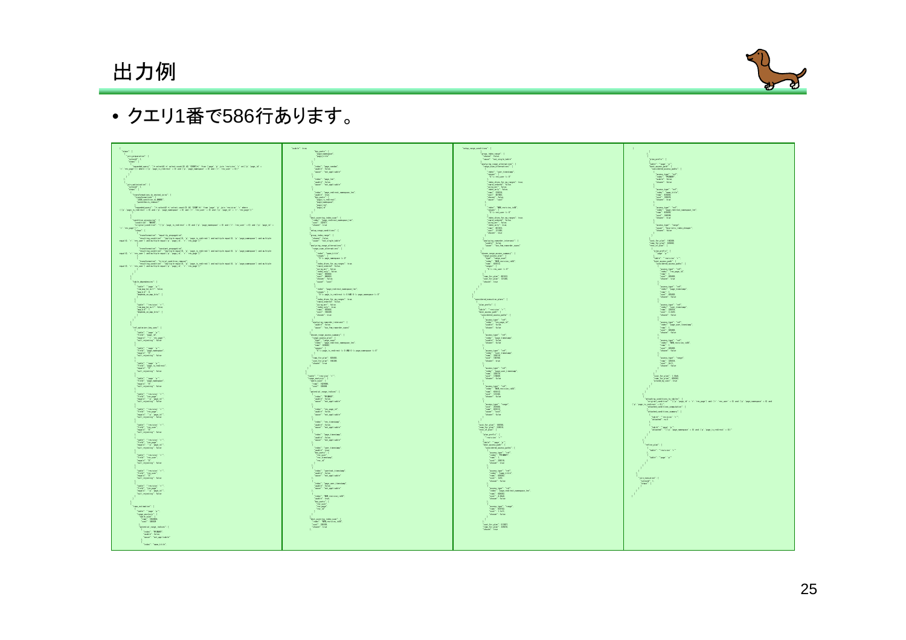# 出力例

- クエリ1番で586行あります。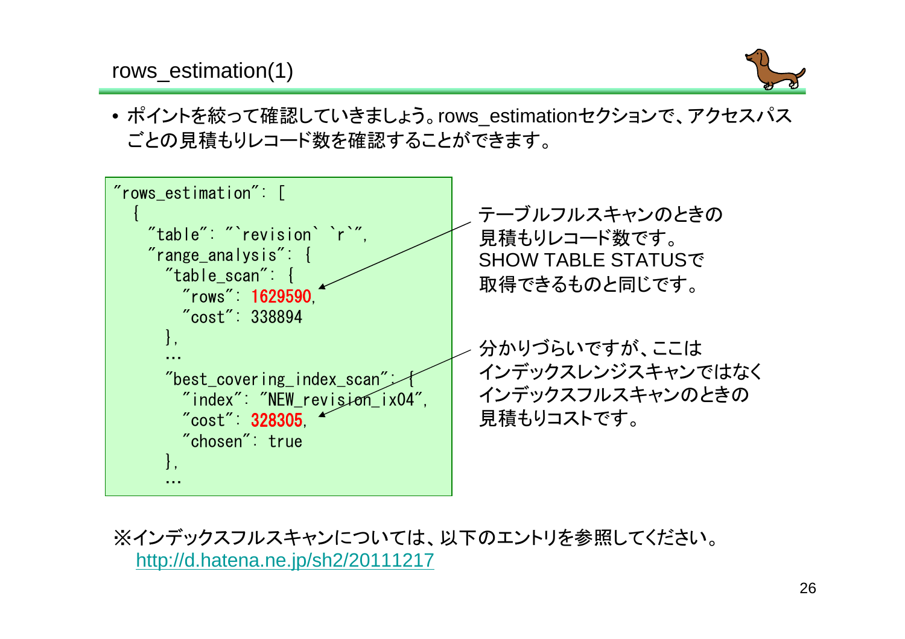# rows_estimation(1)

- ポイントを絞って確認していきましょう。rows_estimationセクションで、アクセスパスごとの見積もりレコード数を確認することができます。

```
"rows_estimation": [
  {
    "table": "`revision` `r`",
    "range_analysis": {
      "table_scan": {
        "rows": 1629590,
        "cost": 338894
      },
      …
      "best_covering_index_scan": {
        "index": "NEW_revision_ix04",
        "cost": 328305,
        "chosen": true
      },
      …
```

テーブルフルスキャンのときの見積もりレコード数です。SHOW TABLE STATUSで取得できるものと同じです。

分かりづらいですが、ここはインデックスレンジスキャンではなくインデックスフルスキャンのときの見積もりコストです。

※インデックスフルスキャンについては、以下のエントリを参照してください。
http://d.hatena.ne.jp/sh2/20111217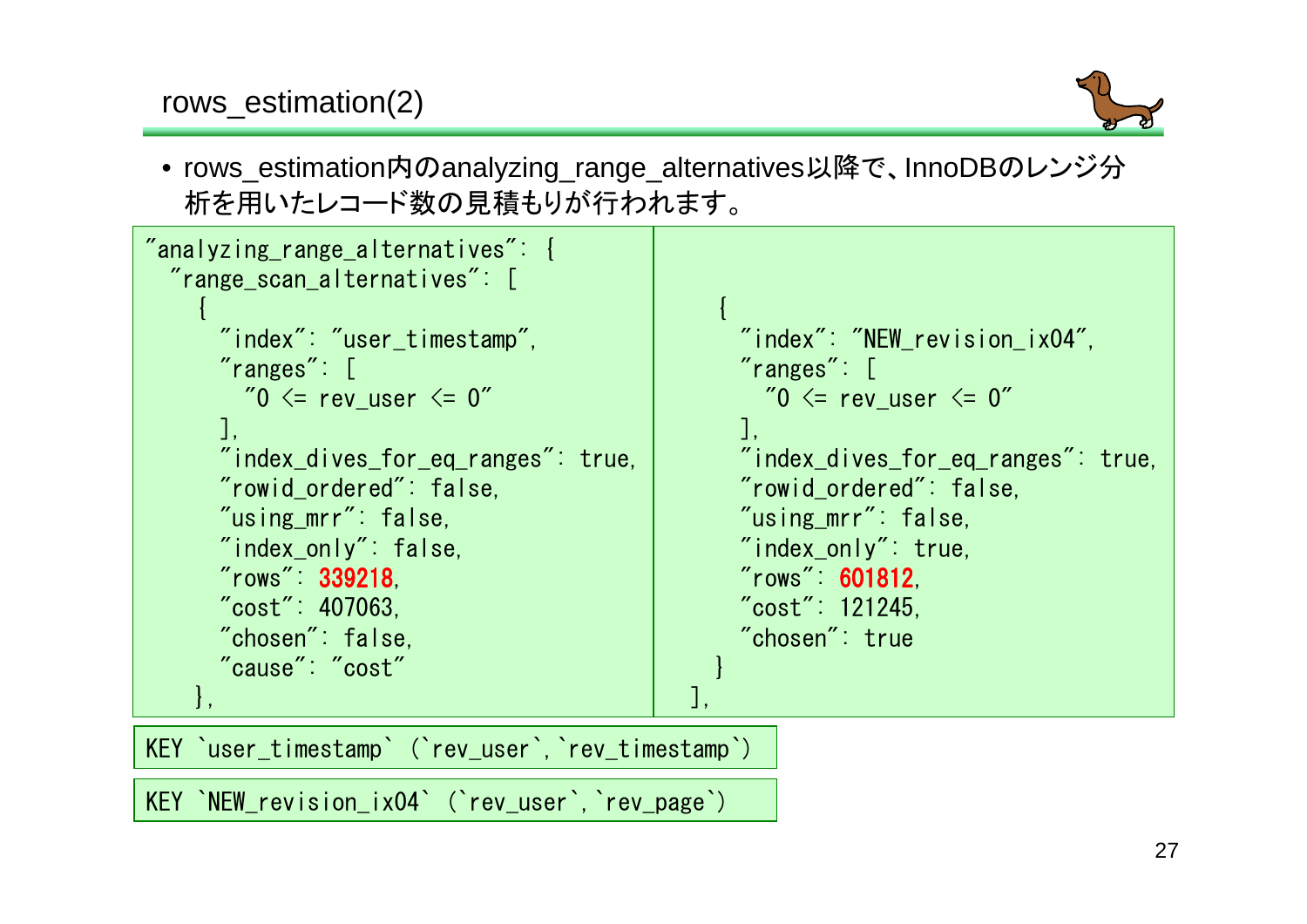## rows_estimation(2)

- rows_estimation内のanalyzing_range_alternatives以降で、InnoDBのレンジ分析を用いたレコード数の見積もりが行われます。

```
"analyzing_range_alternatives": {
  "range_scan_alternatives": [
    {
      "index": "user_timestamp",
      "ranges": [
        "0 <= rev_user <= 0"
      ],
      "index_dives_for_eq_ranges": true,
      "rowid_ordered": false,
      "using_mrr": false,
      "index_only": false,
      "rows": 339218,
      "cost": 407063,
      "chosen": false,
      "cause": "cost"
    },
    {
      "index": "NEW_revision_ix04",
      "ranges": [
        "0 <= rev_user <= 0"
      ],
      "index_dives_for_eq_ranges": true,
      "rowid_ordered": false,
      "using_mrr": false,
      "index_only": true,
      "rows": 601812,
      "cost": 121245,
      "chosen": true
    }
  ],
```

```
KEY `user_timestamp` (`rev_user`,`rev_timestamp`)
```

```
KEY `NEW_revision_ix04` (`rev_user`,`rev_page`)
```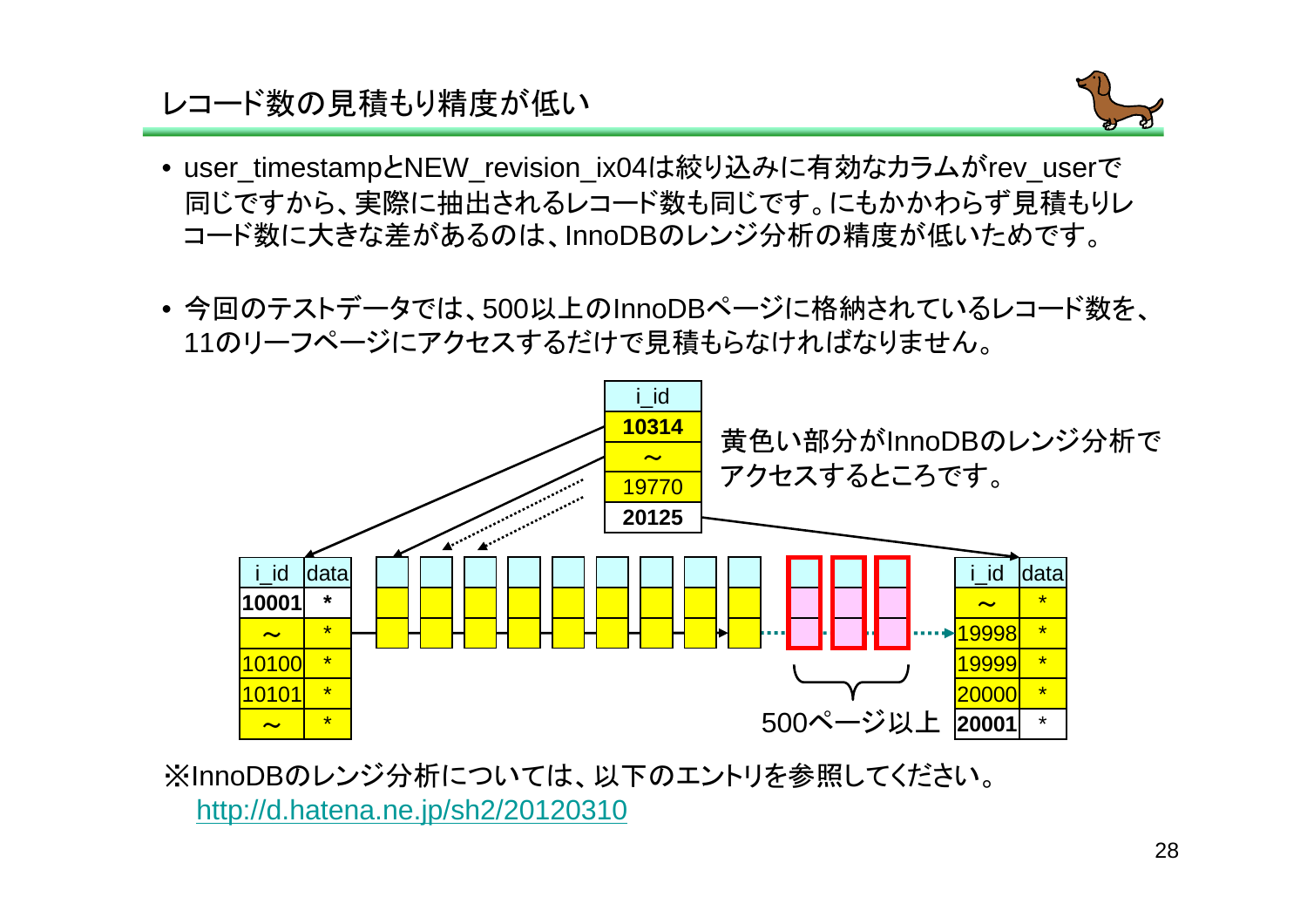# レコード数の見積もり精度が低い

- user_timestampとNEW_revision_ix04は絞り込みに有効なカラムがrev_userで同じですから、実際に抽出されるレコード数も同じです。にもかかわらず見積もりレコード数に大きな差があるのは、InnoDBのレンジ分析の精度が低いためです。

- 今回のテストデータでは、500以上のInnoDBページに格納されているレコード数を、11のリーフページにアクセスするだけで見積もらなければなりません。

| i_id |
|---|
| 10314 |
| ～ |
| 19770 |
| 20125 |

黄色い部分がInnoDBのレンジ分析でアクセスするところです。

| i_id | data |
|---|---|
| 10001 | * |
| ～ | * |
| 10100 | * |
| 10101 | * |
| ～ | * |

500ページ以上

| i_id | data |
|---|---|
| ～ | * |
| 19998 | * |
| 19999 | * |
| 20000 | * |
| 20001 | * |

※InnoDBのレンジ分析については、以下のエントリを参照してください。
[http://d.hatena.ne.jp/sh2/20120310](http://d.hatena.ne.jp/sh2/20120310)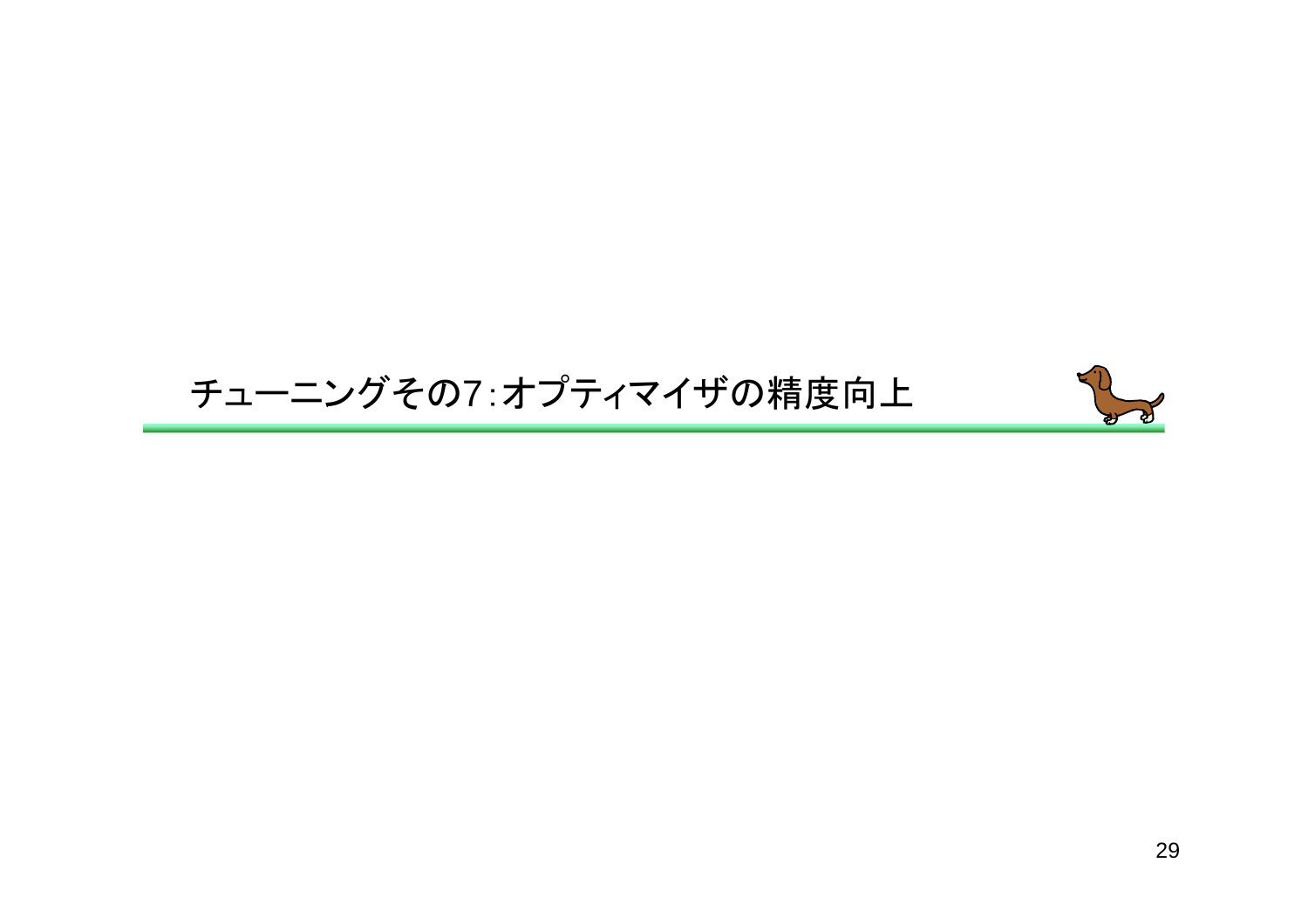# チューニングその7：オプティマイザの精度向上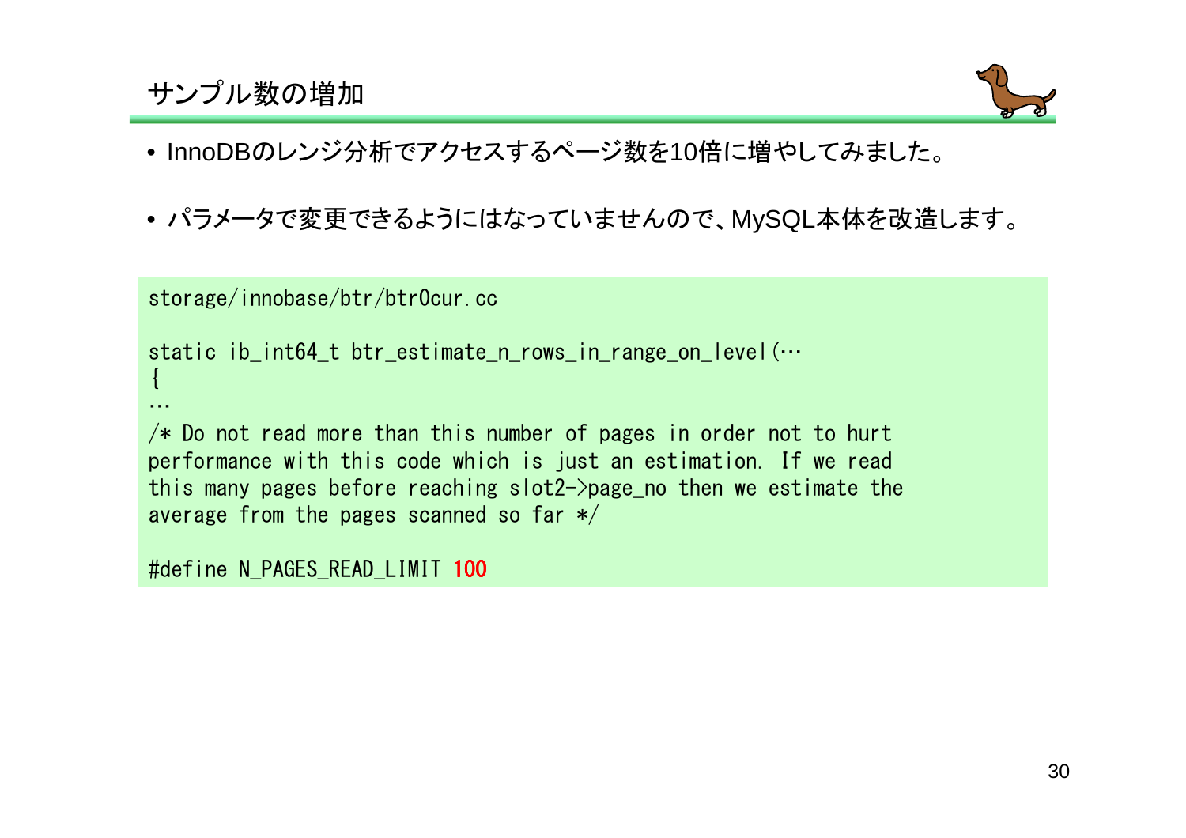## サンプル数の増加

- InnoDBのレンジ分析でアクセスするページ数を10倍に増やしてみました。
- パラメータで変更できるようにはなっていませんので、MySQL本体を改造します。

```
storage/innobase/btr/btr0cur.cc

static ib_int64_t btr_estimate_n_rows_in_range_on_level(…
{
…
/* Do not read more than this number of pages in order not to hurt
performance with this code which is just an estimation. If we read
this many pages before reaching slot2->page_no then we estimate the
average from the pages scanned so far */

#define N_PAGES_READ_LIMIT 100
```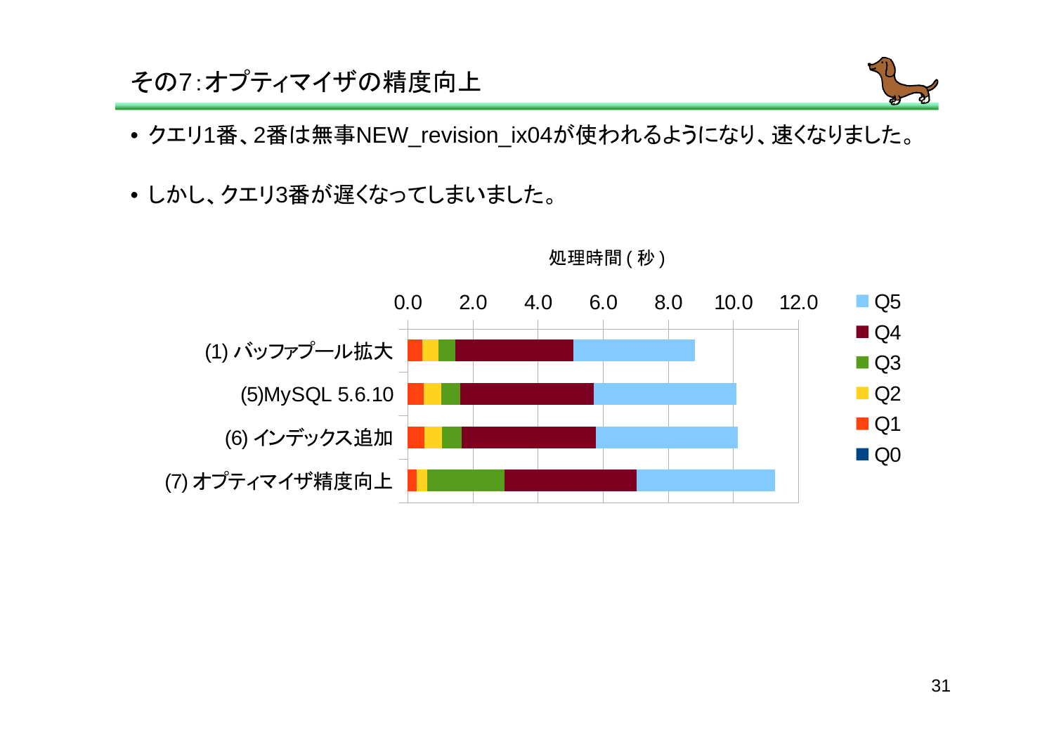# その7:オプティマイザの精度向上

- クエリ1番、2番は無事NEW_revision_ix04が使われるようになり、速くなりました。
- しかし、クエリ3番が遅くなってしまいました。

処理時間(秒)

| | Q0 | Q1 | Q2 | Q3 | Q4 | Q5 |
|---|---|---|---|---|---|---|
| (1) バッファプール拡大 | | 0.5 | 0.5 | 0.5 | 3.6 | 3.8 |
| (5)MySQL 5.6.10 | | 0.5 | 0.5 | 0.6 | 4.1 | 4.4 |
| (6) インデックス追加 | | 0.5 | 0.5 | 0.6 | 4.1 | 4.4 |
| (7) オプティマイザ精度向上 | | 0.3 | 0.3 | 2.4 | 4.1 | 4.2 |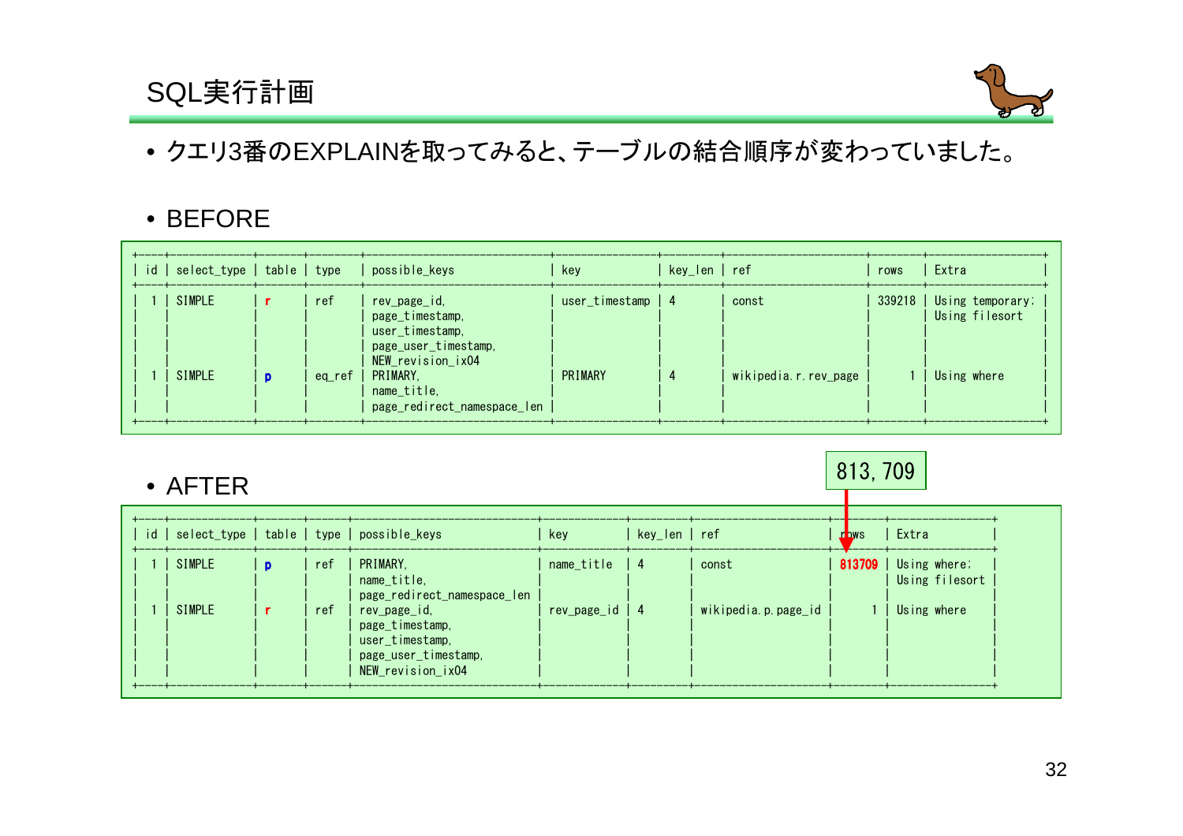# SQL実行計画

- クエリ3番のEXPLAINを取ってみると、テーブルの結合順序が変わっていました。

- BEFORE

| id | select_type | table | type | possible_keys | key | key_len | ref | rows | Extra |
|---|---|---|---|---|---|---|---|---|---|
| 1 | SIMPLE | r | ref | rev_page_id, page_timestamp, user_timestamp, page_user_timestamp, NEW_revision_ix04 | user_timestamp | 4 | const | 339218 | Using temporary; Using filesort |
| 1 | SIMPLE | p | eq_ref | PRIMARY, name_title, page_redirect_namespace_len | PRIMARY | 4 | wikipedia.r.rev_page | 1 | Using where |

- AFTER

813,709

| id | select_type | table | type | possible_keys | key | key_len | ref | rows | Extra |
|---|---|---|---|---|---|---|---|---|---|
| 1 | SIMPLE | p | ref | PRIMARY, name_title, page_redirect_namespace_len | name_title | 4 | const | 813709 | Using where; Using filesort |
| 1 | SIMPLE | r | ref | rev_page_id, page_timestamp, user_timestamp, page_user_timestamp, NEW_revision_ix04 | rev_page_id | 4 | wikipedia.p.page_id | 1 | Using where |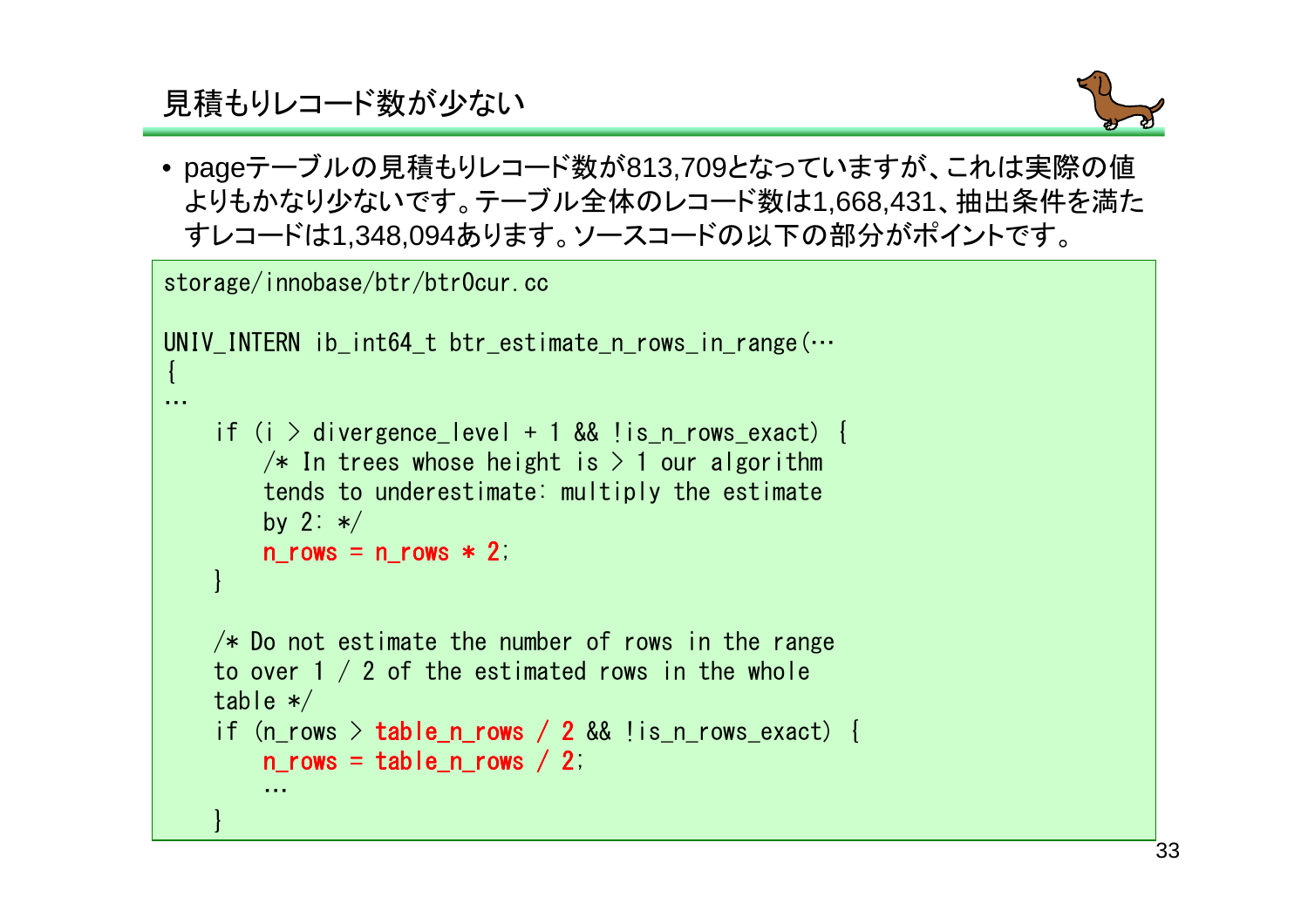# 見積もりレコード数が少ない

- pageテーブルの見積もりレコード数が813,709となっていますが、これは実際の値よりもかなり少ないです。テーブル全体のレコード数は1,668,431、抽出条件を満たすレコードは1,348,094あります。ソースコードの以下の部分がポイントです。

```
storage/innobase/btr/btr0cur.cc

UNIV_INTERN ib_int64_t btr_estimate_n_rows_in_range(…
{
…
    if (i > divergence_level + 1 && !is_n_rows_exact) {
        /* In trees whose height is > 1 our algorithm
        tends to underestimate: multiply the estimate
        by 2: */
        n_rows = n_rows * 2;
    }

    /* Do not estimate the number of rows in the range
    to over 1 / 2 of the estimated rows in the whole
    table */
    if (n_rows > table_n_rows / 2 && !is_n_rows_exact) {
        n_rows = table_n_rows / 2;
        …
    }
```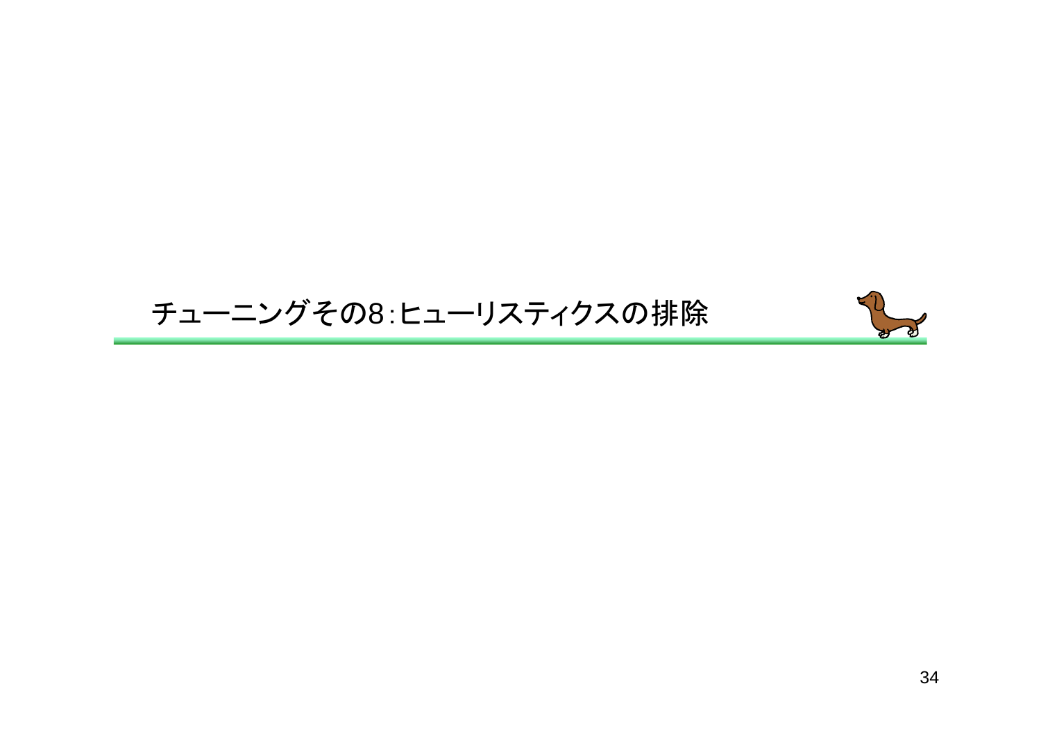# チューニングその8:ヒューリスティクスの排除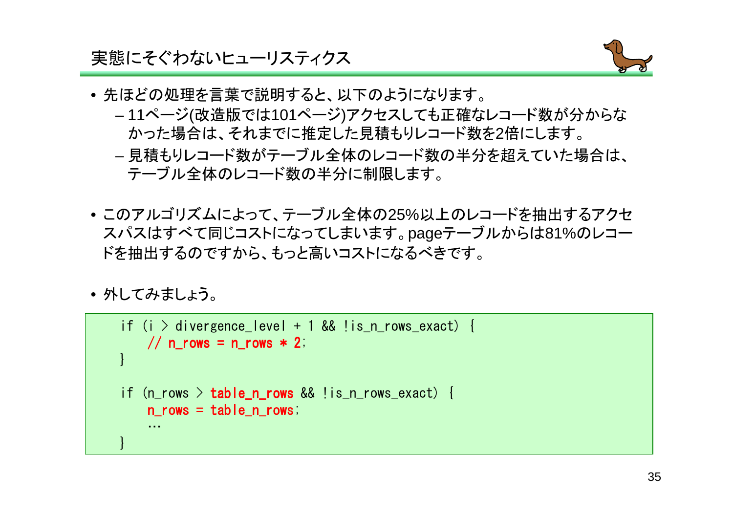# 実態にそぐわないヒューリスティクス

- 先ほどの処理を言葉で説明すると、以下のようになります。
  - 11ページ(改造版では101ページ)アクセスしても正確なレコード数が分からなかった場合は、それまでに推定した見積もりレコード数を2倍にします。
  - 見積もりレコード数がテーブル全体のレコード数の半分を超えていた場合は、テーブル全体のレコード数の半分に制限します。

- このアルゴリズムによって、テーブル全体の25%以上のレコードを抽出するアクセスパスはすべて同じコストになってしまいます。pageテーブルからは81%のレコードを抽出するのですから、もっと高いコストになるべきです。

- 外してみましょう。

```
if (i > divergence_level + 1 && !is_n_rows_exact) {
    // n_rows = n_rows * 2;
}

if (n_rows > table_n_rows && !is_n_rows_exact) {
    n_rows = table_n_rows;
    …
}
```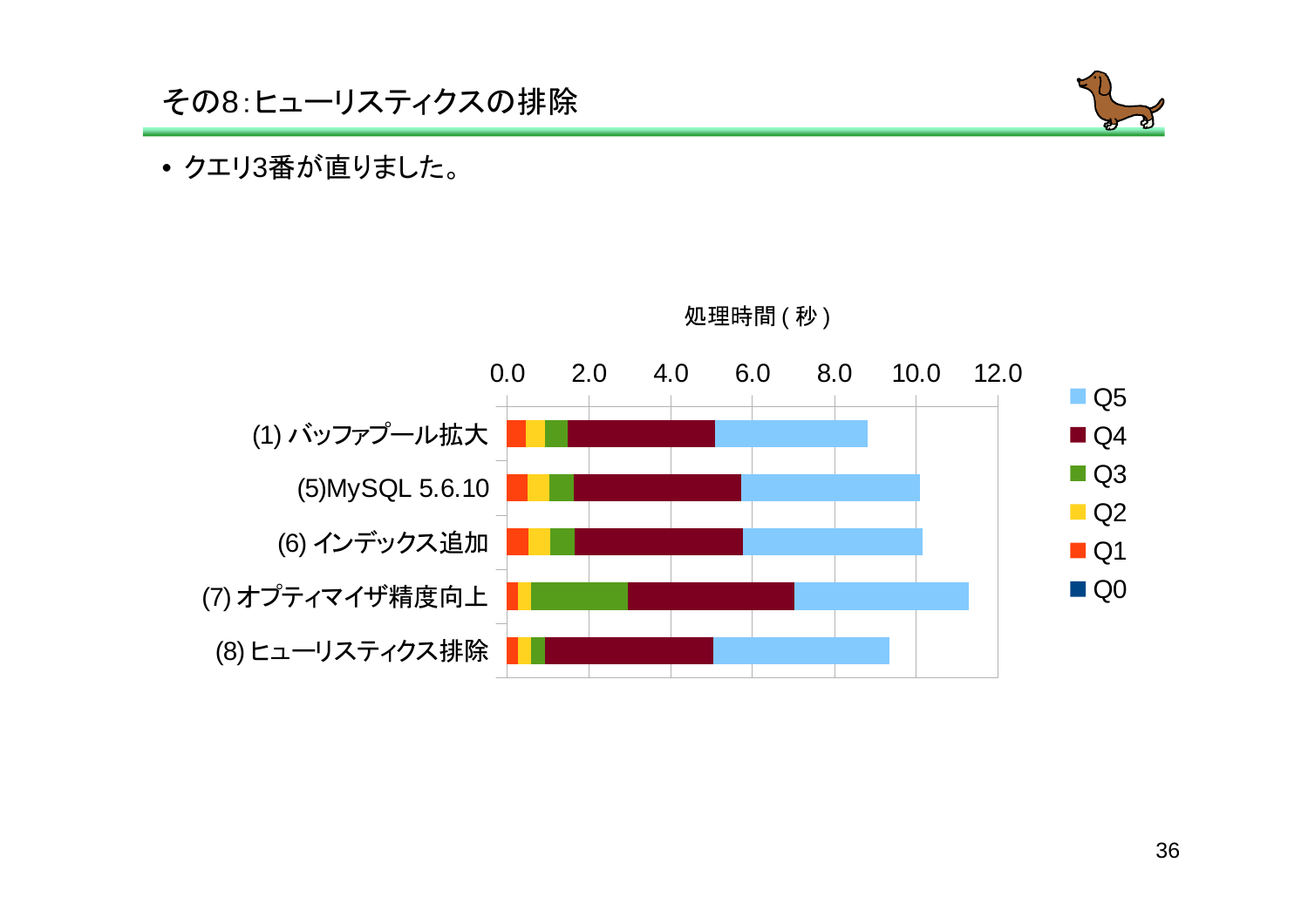# その8：ヒューリスティクスの排除

- クエリ3番が直りました。

処理時間 ( 秒 )

| | Q1 | Q2 | Q3 | Q4 | Q5 |
|---|---|---|---|---|---|
| (1) バッファプール拡大 | | | | | |
| (5)MySQL 5.6.10 | | | | | |
| (6) インデックス追加 | | | | | |
| (7) オプティマイザ精度向上 | | | | | |
| (8) ヒューリスティクス排除 | | | | | |

凡例: Q5, Q4, Q3, Q2, Q1, Q0

横軸: 0.0, 2.0, 4.0, 6.0, 8.0, 10.0, 12.0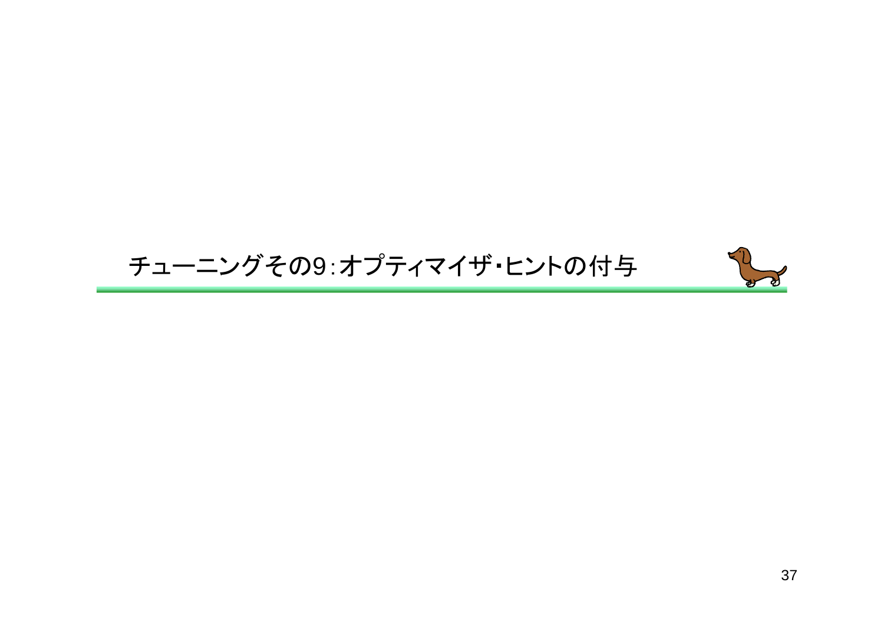# チューニングその9：オプティマイザ・ヒントの付与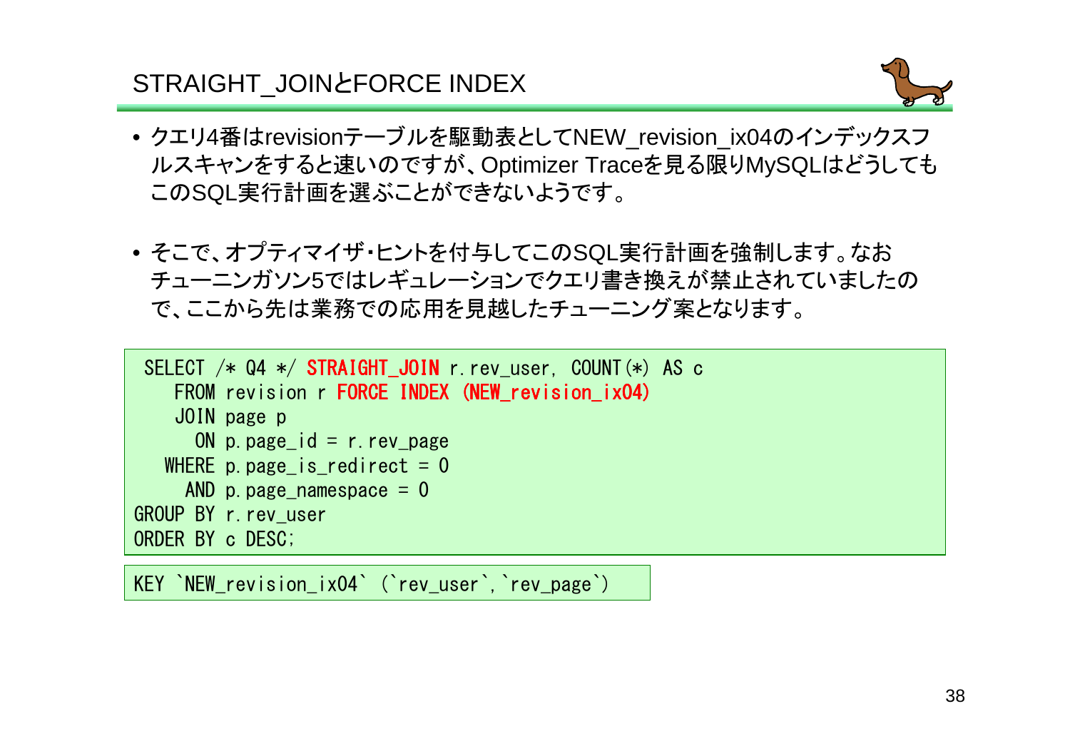# STRAIGHT_JOINとFORCE INDEX

- クエリ4番はrevisionテーブルを駆動表としてNEW_revision_ix04のインデックスフルスキャンをすると速いのですが、Optimizer Traceを見る限りMySQLはどうしてもこのSQL実行計画を選ぶことができないようです。

- そこで、オプティマイザ・ヒントを付与してこのSQL実行計画を強制します。なおチューニンガソン5ではレギュレーションでクエリ書き換えが禁止されていましたので、ここから先は業務での応用を見越したチューニング案となります。

```
 SELECT /* Q4 */ STRAIGHT_JOIN r.rev_user, COUNT(*) AS c
    FROM revision r FORCE INDEX (NEW_revision_ix04)
    JOIN page p
      ON p.page_id = r.rev_page
   WHERE p.page_is_redirect = 0
     AND p.page_namespace = 0
GROUP BY r.rev_user
ORDER BY c DESC;
```

```
KEY `NEW_revision_ix04` (`rev_user`,`rev_page`)
```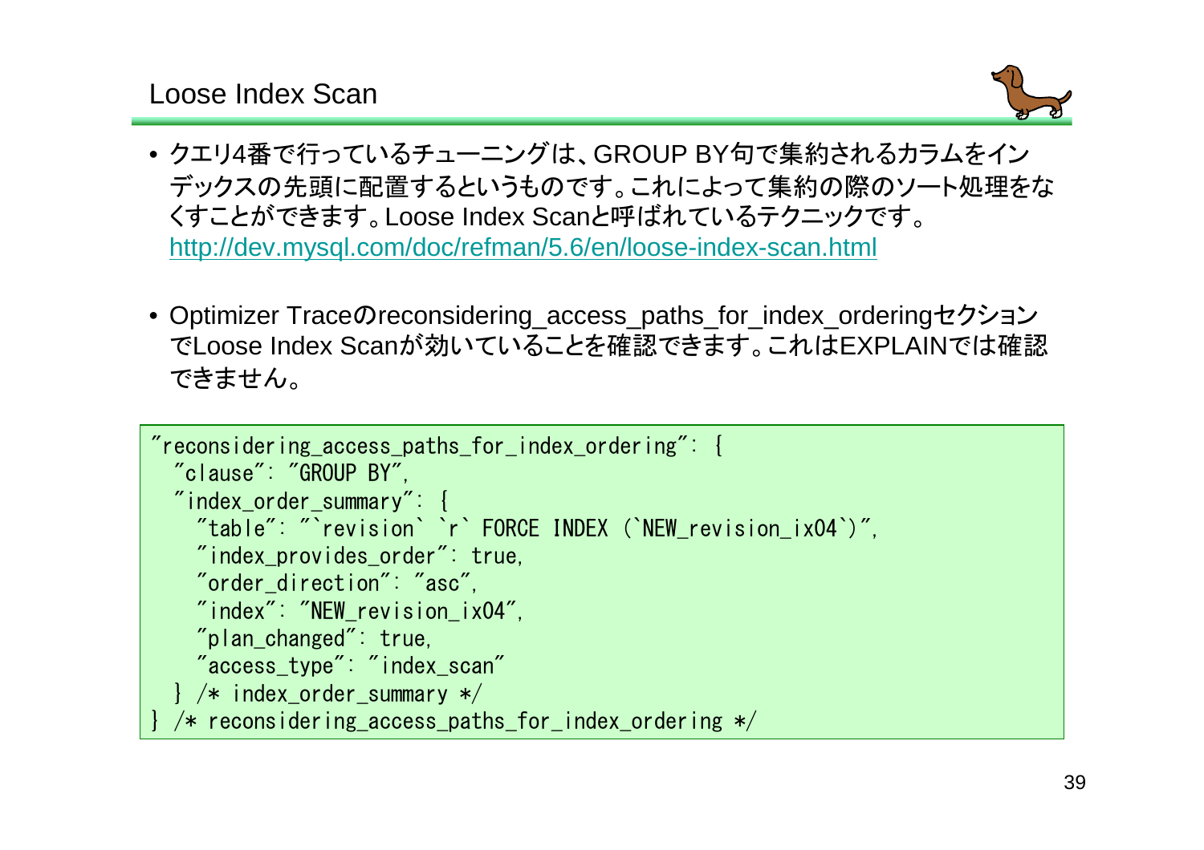## Loose Index Scan

- クエリ4番で行っているチューニングは、GROUP BY句で集約されるカラムをインデックスの先頭に配置するというものです。これによって集約の際のソート処理をなくすことができます。Loose Index Scanと呼ばれているテクニックです。
  http://dev.mysql.com/doc/refman/5.6/en/loose-index-scan.html

- Optimizer Traceのreconsidering_access_paths_for_index_orderingセクションでLoose Index Scanが効いていることを確認できます。これはEXPLAINでは確認できません。

```
"reconsidering_access_paths_for_index_ordering": {
  "clause": "GROUP BY",
  "index_order_summary": {
    "table": "`revision` `r` FORCE INDEX (`NEW_revision_ix04`)",
    "index_provides_order": true,
    "order_direction": "asc",
    "index": "NEW_revision_ix04",
    "plan_changed": true,
    "access_type": "index_scan"
  } /* index_order_summary */
} /* reconsidering_access_paths_for_index_ordering */
```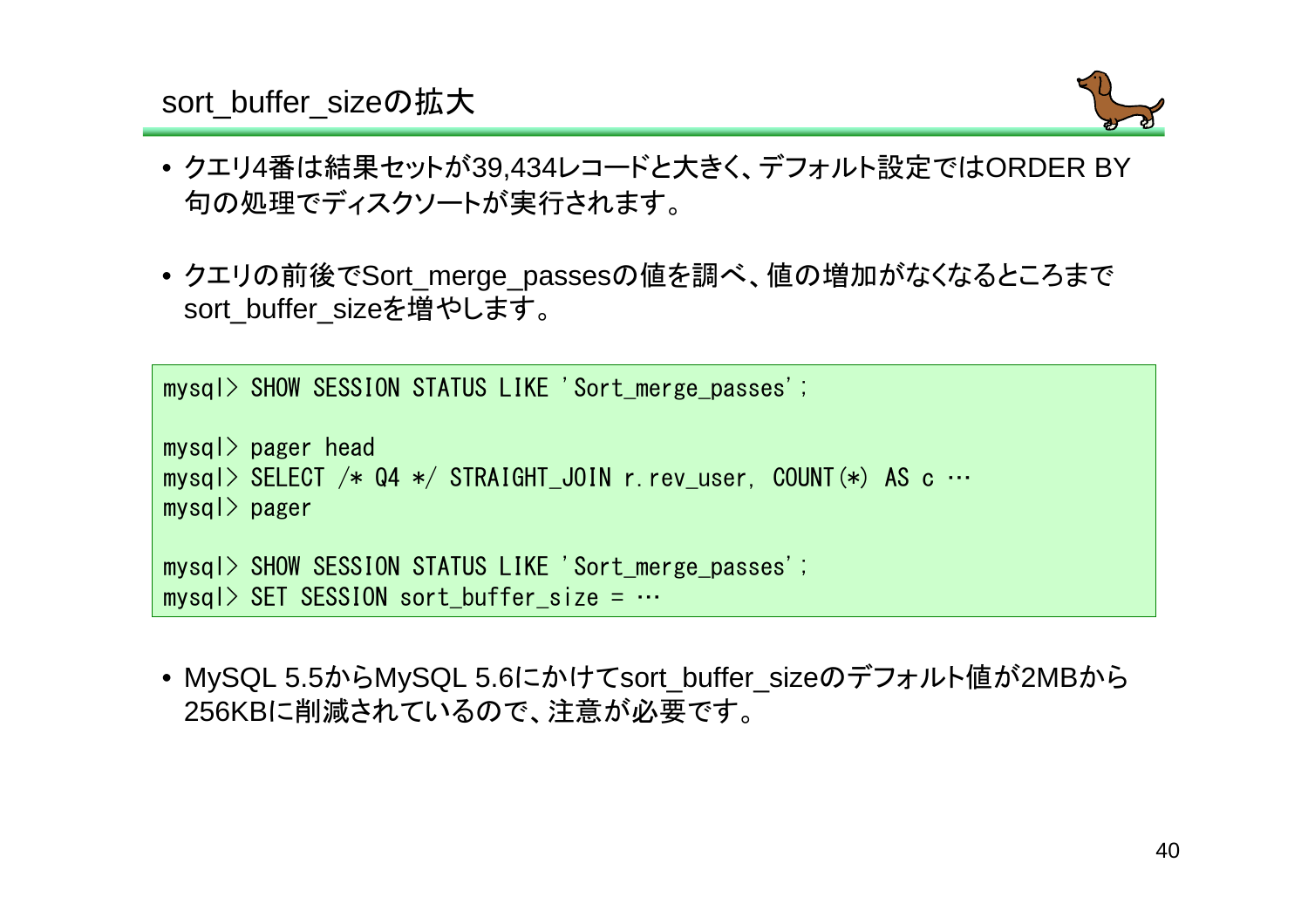# sort_buffer_sizeの拡大

- クエリ4番は結果セットが39,434レコードと大きく、デフォルト設定ではORDER BY句の処理でディスクソートが実行されます。

- クエリの前後でSort_merge_passesの値を調べ、値の増加がなくなるところまでsort_buffer_sizeを増やします。

```
mysql> SHOW SESSION STATUS LIKE 'Sort_merge_passes';

mysql> pager head
mysql> SELECT /* Q4 */ STRAIGHT_JOIN r.rev_user, COUNT(*) AS c …
mysql> pager

mysql> SHOW SESSION STATUS LIKE 'Sort_merge_passes';
mysql> SET SESSION sort_buffer_size = …
```

- MySQL 5.5からMySQL 5.6にかけてsort_buffer_sizeのデフォルト値が2MBから256KBに削減されているので、注意が必要です。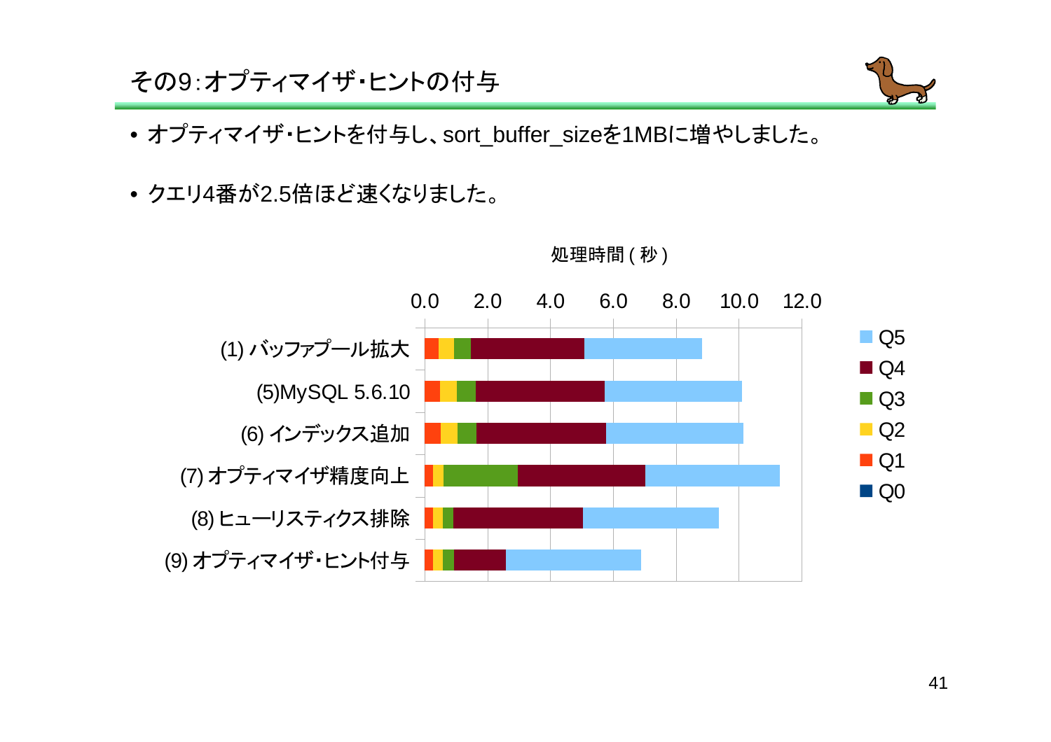# その9：オプティマイザ・ヒントの付与

- オプティマイザ・ヒントを付与し、sort_buffer_sizeを1MBに増やしました。
- クエリ4番が2.5倍ほど速くなりました。

処理時間 ( 秒 )

0.0 2.0 4.0 6.0 8.0 10.0 12.0

(1) バッファプール拡大

(5)MySQL 5.6.10

(6) インデックス追加

(7) オプティマイザ精度向上

(8) ヒューリスティクス排除

(9) オプティマイザ・ヒント付与

Q5 Q4 Q3 Q2 Q1 Q0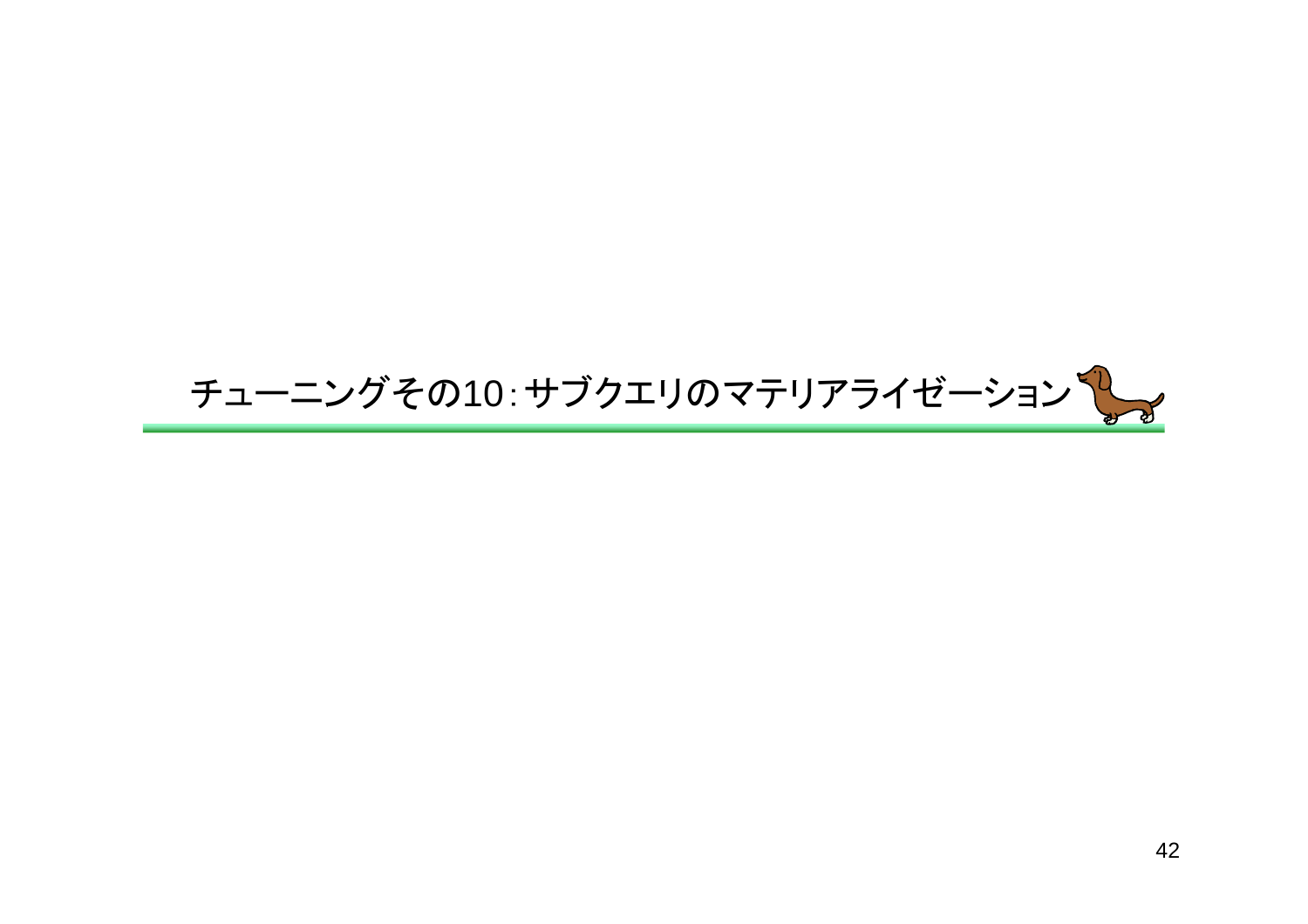# チューニングその10：サブクエリのマテリアライゼーション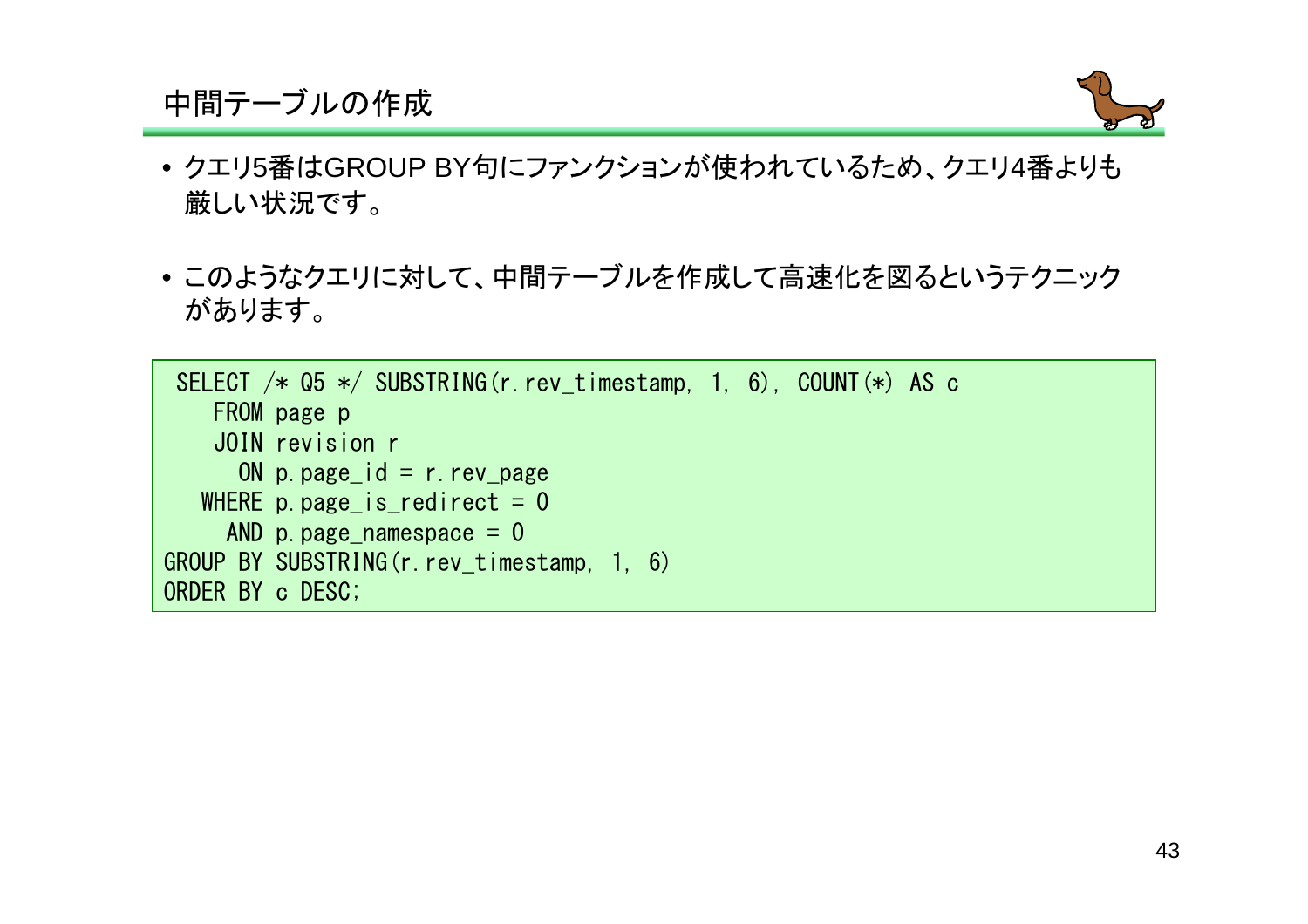# 中間テーブルの作成

- クエリ5番はGROUP BY句にファンクションが使われているため、クエリ4番よりも厳しい状況です。
- このようなクエリに対して、中間テーブルを作成して高速化を図るというテクニックがあります。

```
 SELECT /* Q5 */ SUBSTRING(r.rev_timestamp, 1, 6), COUNT(*) AS c
    FROM page p
    JOIN revision r
      ON p.page_id = r.rev_page
   WHERE p.page_is_redirect = 0
     AND p.page_namespace = 0
GROUP BY SUBSTRING(r.rev_timestamp, 1, 6)
ORDER BY c DESC;
```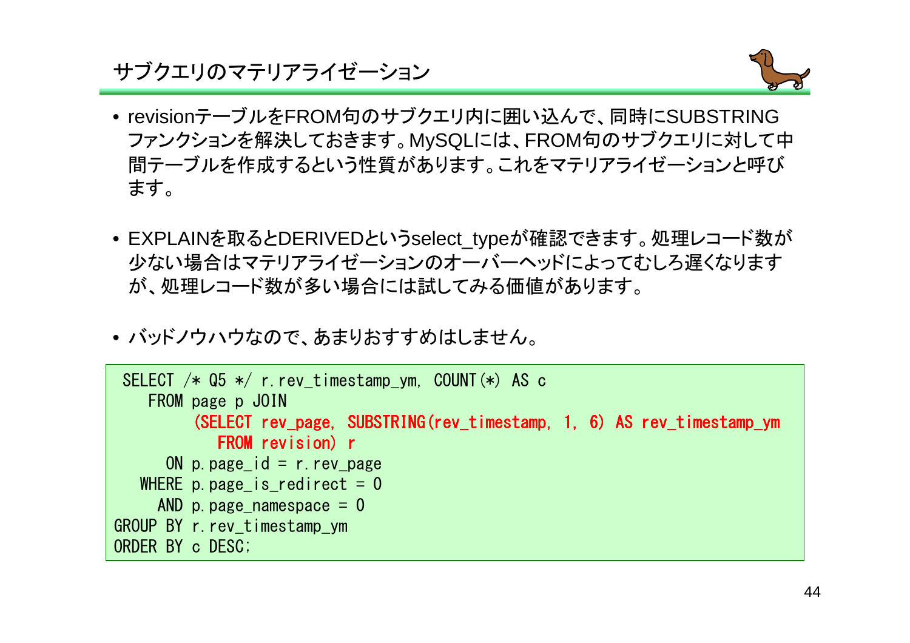# サブクエリのマテリアライゼーション

- revisionテーブルをFROM句のサブクエリ内に囲い込んで、同時にSUBSTRINGファンクションを解決しておきます。MySQLには、FROM句のサブクエリに対して中間テーブルを作成するという性質があります。これをマテリアライゼーションと呼びます。

- EXPLAINを取るとDERIVEDというselect_typeが確認できます。処理レコード数が少ない場合はマテリアライゼーションのオーバーヘッドによってむしろ遅くなりますが、処理レコード数が多い場合には試してみる価値があります。

- バッドノウハウなので、あまりおすすめはしません。

```
 SELECT /* Q5 */ r.rev_timestamp_ym, COUNT(*) AS c
    FROM page p JOIN
         (SELECT rev_page, SUBSTRING(rev_timestamp, 1, 6) AS rev_timestamp_ym
            FROM revision) r
      ON p.page_id = r.rev_page
   WHERE p.page_is_redirect = 0
     AND p.page_namespace = 0
GROUP BY r.rev_timestamp_ym
ORDER BY c DESC;
```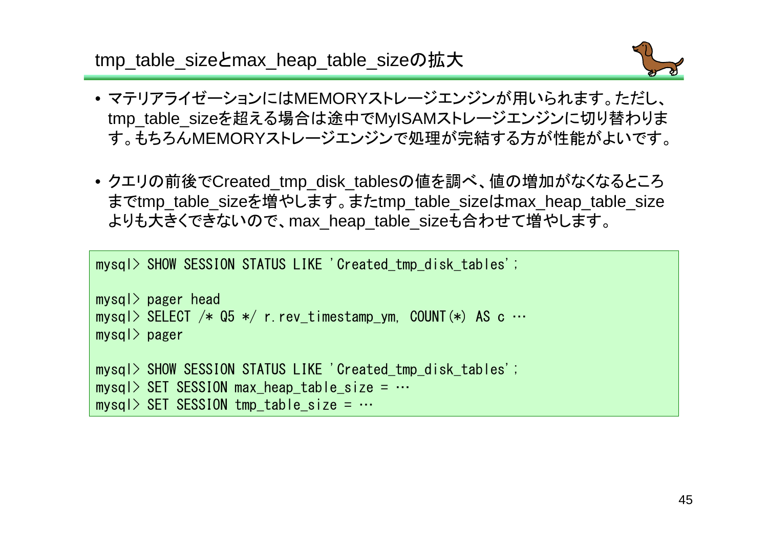# tmp_table_sizeとmax_heap_table_sizeの拡大

- マテリアライゼーションにはMEMORYストレージエンジンが用いられます。ただし、tmp_table_sizeを超える場合は途中でMyISAMストレージエンジンに切り替わります。もちろんMEMORYストレージエンジンで処理が完結する方が性能がよいです。

- クエリの前後でCreated_tmp_disk_tablesの値を調べ、値の増加がなくなるところまでtmp_table_sizeを増やします。またtmp_table_sizeはmax_heap_table_sizeよりも大きくできないので、max_heap_table_sizeも合わせて増やします。

```
mysql> SHOW SESSION STATUS LIKE 'Created_tmp_disk_tables';

mysql> pager head
mysql> SELECT /* Q5 */ r.rev_timestamp_ym, COUNT(*) AS c …
mysql> pager

mysql> SHOW SESSION STATUS LIKE 'Created_tmp_disk_tables';
mysql> SET SESSION max_heap_table_size = …
mysql> SET SESSION tmp_table_size = …
```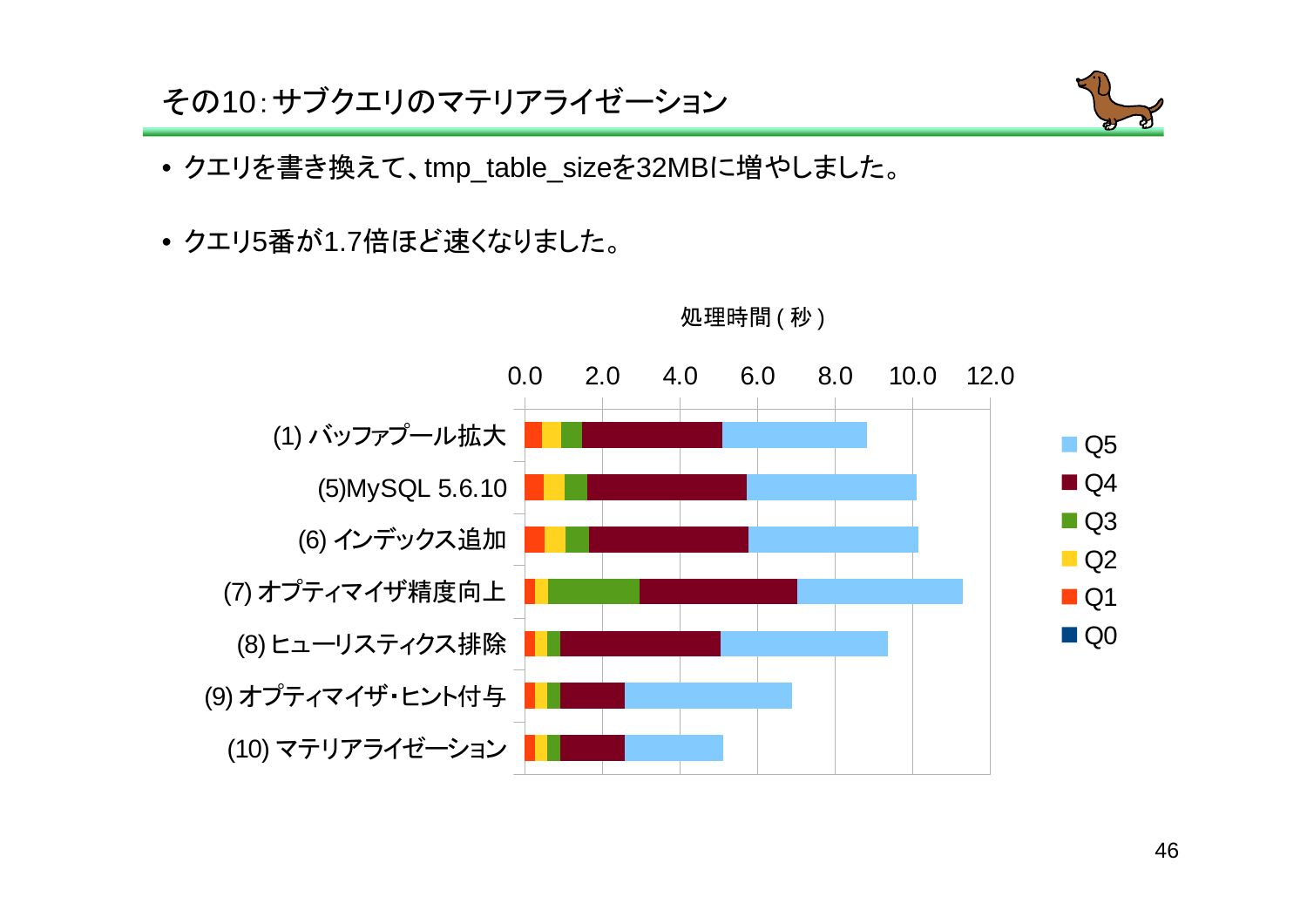# その10：サブクエリのマテリアライゼーション

- クエリを書き換えて、tmp_table_sizeを32MBに増やしました。
- クエリ5番が1.7倍ほど速くなりました。

処理時間(秒)

0.0 2.0 4.0 6.0 8.0 10.0 12.0

(1) バッファプール拡大
(5)MySQL 5.6.10
(6) インデックス追加
(7) オプティマイザ精度向上
(8) ヒューリスティクス排除
(9) オプティマイザ・ヒント付与
(10) マテリアライゼーション

Q5
Q4
Q3
Q2
Q1
Q0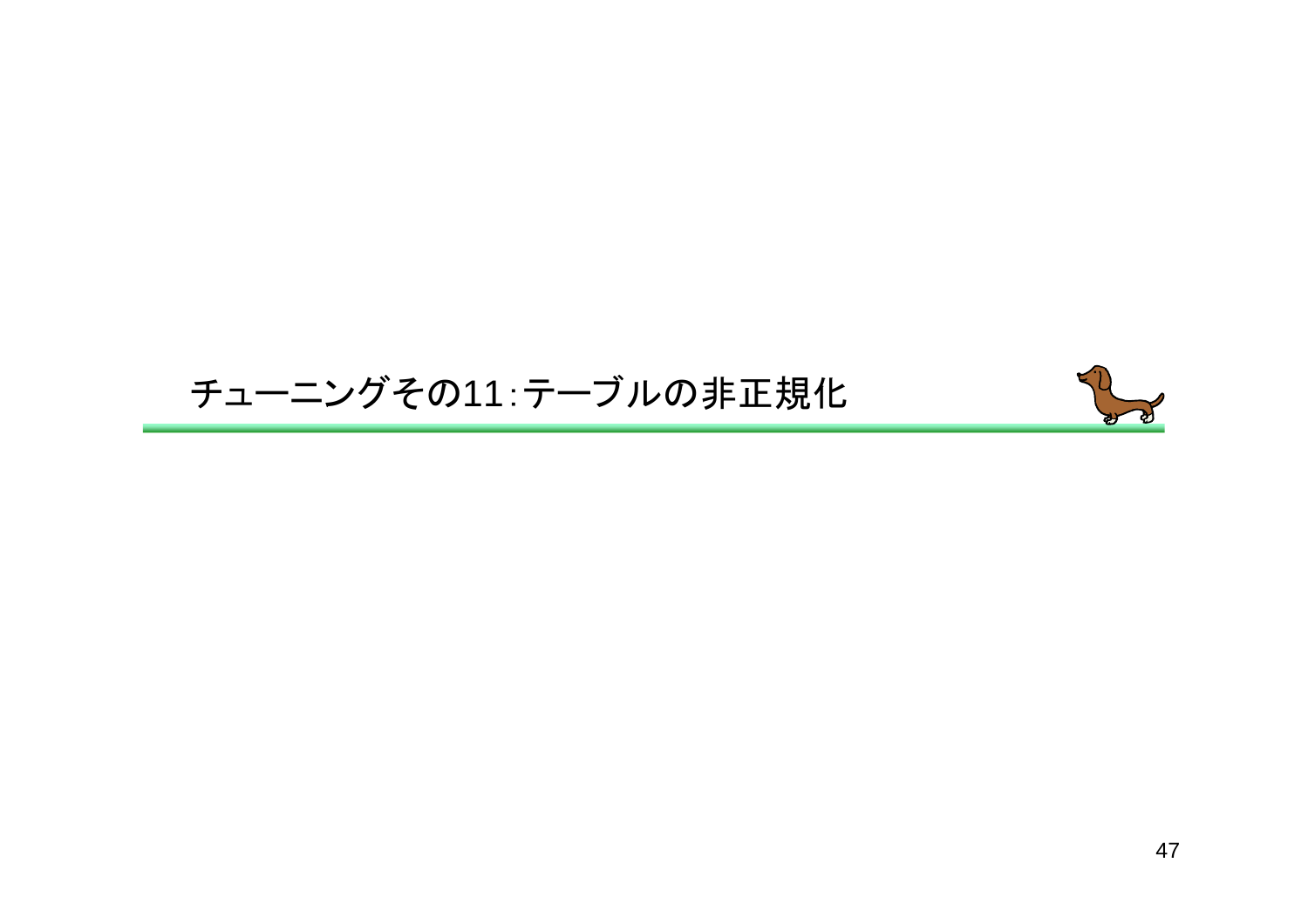# チューニングその11:テーブルの非正規化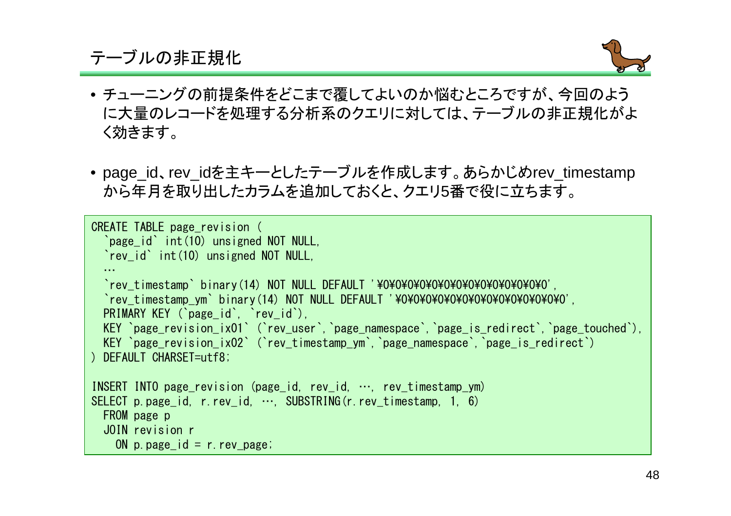# テーブルの非正規化

- チューニングの前提条件をどこまで覆してよいのか悩むところですが、今回のように大量のレコードを処理する分析系のクエリに対しては、テーブルの非正規化がよく効きます。

- page_id、rev_idを主キーとしたテーブルを作成します。あらかじめrev_timestampから年月を取り出したカラムを追加しておくと、クエリ5番で役に立ちます。

```
CREATE TABLE page_revision (
  `page_id` int(10) unsigned NOT NULL,
  `rev_id` int(10) unsigned NOT NULL,
  …
  `rev_timestamp` binary(14) NOT NULL DEFAULT '¥0¥0¥0¥0¥0¥0¥0¥0¥0¥0¥0¥0¥0¥0',
  `rev_timestamp_ym` binary(14) NOT NULL DEFAULT '¥0¥0¥0¥0¥0¥0¥0¥0¥0¥0¥0¥0¥0¥0',
  PRIMARY KEY (`page_id`, `rev_id`),
  KEY `page_revision_ix01` (`rev_user`,`page_namespace`,`page_is_redirect`,`page_touched`),
  KEY `page_revision_ix02` (`rev_timestamp_ym`,`page_namespace`,`page_is_redirect`)
) DEFAULT CHARSET=utf8;

INSERT INTO page_revision (page_id, rev_id, …, rev_timestamp_ym)
SELECT p.page_id, r.rev_id, …, SUBSTRING(r.rev_timestamp, 1, 6)
  FROM page p
  JOIN revision r
    ON p.page_id = r.rev_page;
```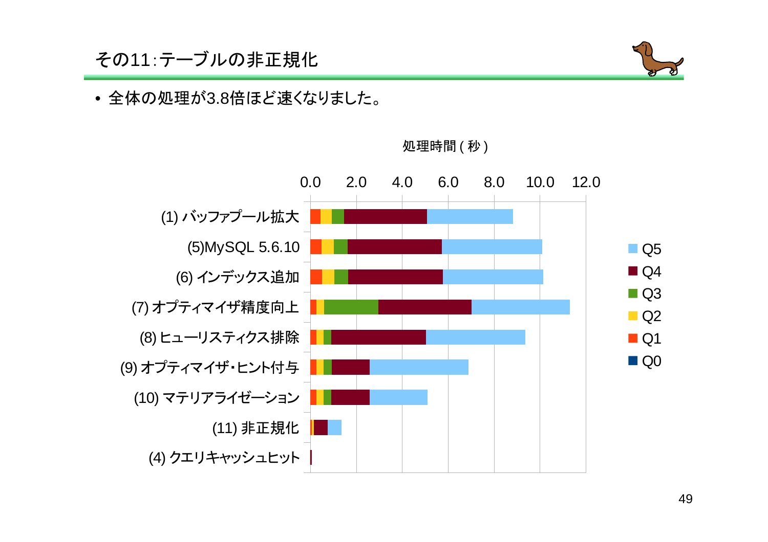# その11:テーブルの非正規化

- 全体の処理が3.8倍ほど速くなりました。

処理時間 ( 秒 )

0.0 2.0 4.0 6.0 8.0 10.0 12.0

(1) バッファプール拡大
(5)MySQL 5.6.10
(6) インデックス追加
(7) オプティマイザ精度向上
(8) ヒューリスティクス排除
(9) オプティマイザ・ヒント付与
(10) マテリアライゼーション
(11) 非正規化
(4) クエリキャッシュヒット

Q5
Q4
Q3
Q2
Q1
Q0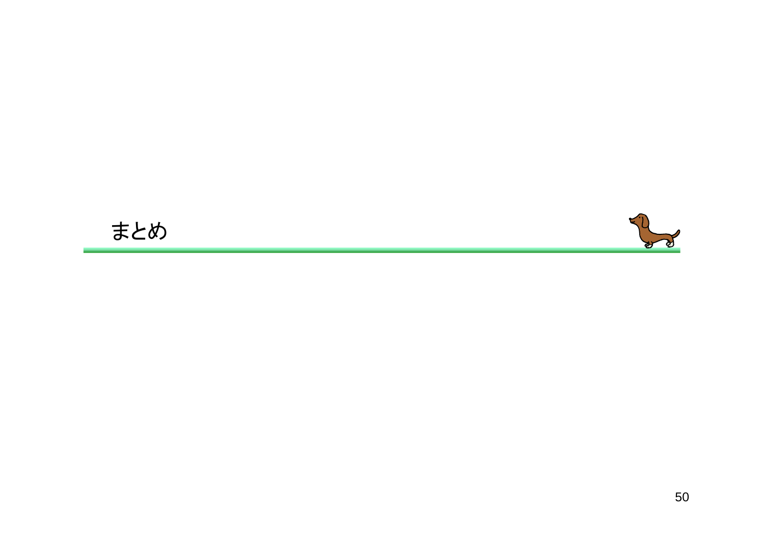# まとめ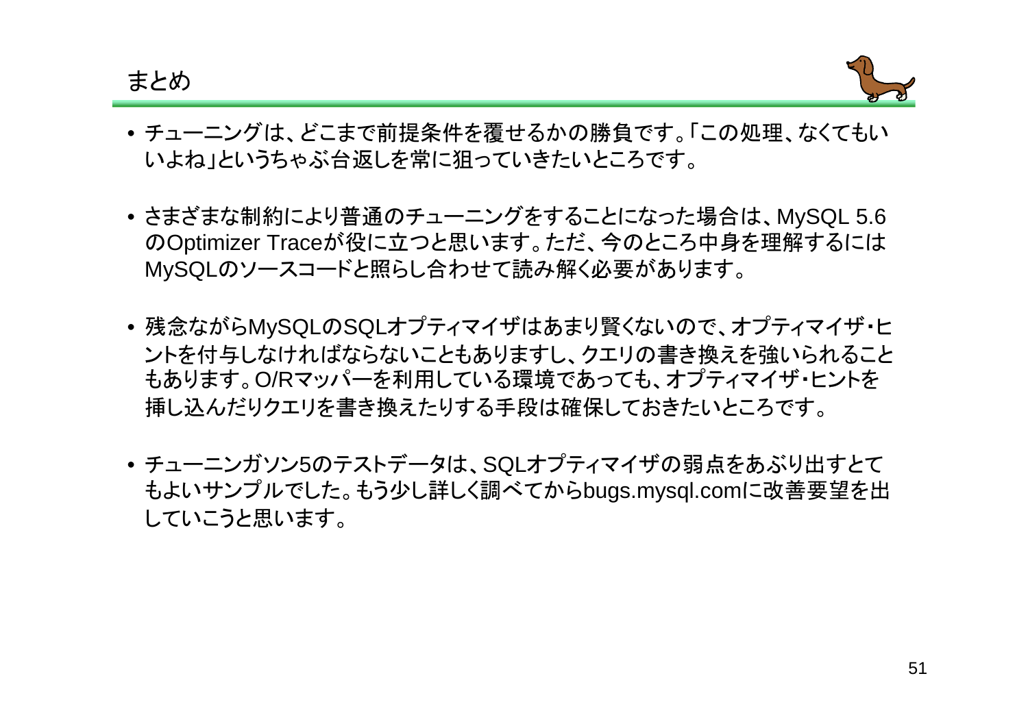# まとめ

- チューニングは、どこまで前提条件を覆せるかの勝負です。「この処理、なくてもいいよね」というちゃぶ台返しを常に狙っていきたいところです。

- さまざまな制約により普通のチューニングをすることになった場合は、MySQL 5.6のOptimizer Traceが役に立つと思います。ただ、今のところ中身を理解するにはMySQLのソースコードと照らし合わせて読み解く必要があります。

- 残念ながらMySQLのSQLオプティマイザはあまり賢くないので、オプティマイザ・ヒントを付与しなければならないこともありますし、クエリの書き換えを強いられることもあります。O/Rマッパーを利用している環境であっても、オプティマイザ・ヒントを挿し込んだりクエリを書き換えたりする手段は確保しておきたいところです。

- チューニンガソン5のテストデータは、SQLオプティマイザの弱点をあぶり出すとてもよいサンプルでした。もう少し詳しく調べてからbugs.mysql.comに改善要望を出していこうと思います。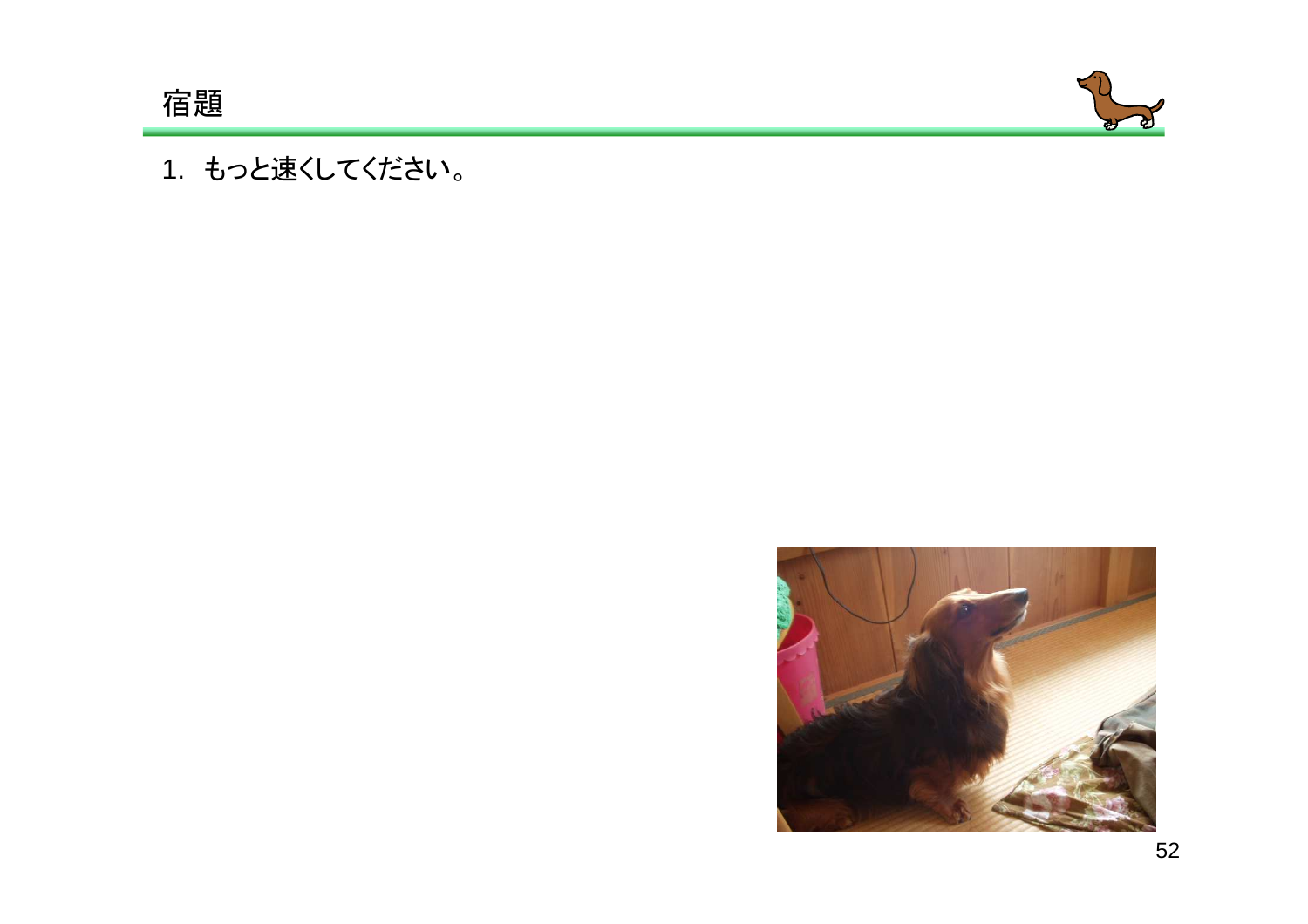# 宿題

1. もっと速くしてください。